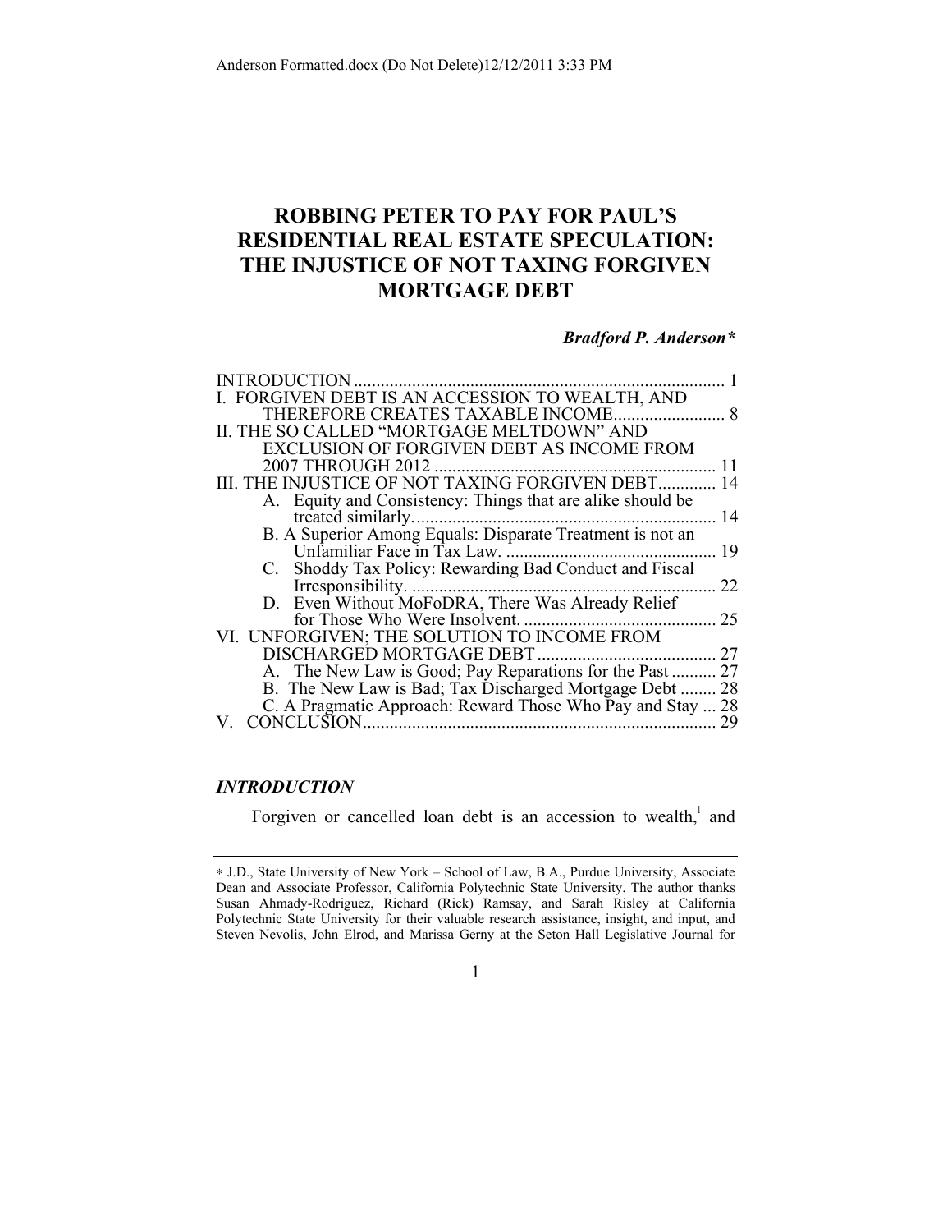# ROBBING PETER TO PAY FOR PAUL'S RESIDENTIAL REAL ESTATE SPECULATION: THE INJUSTICE OF NOT TAXING FORGIVEN MORTGAGE DEBT

***Bradford P. Anderson****

INTRODUCTION .......... 1
I. FORGIVEN DEBT IS AN ACCESSION TO WEALTH, AND THEREFORE CREATES TAXABLE INCOME .......... 8
II. THE SO CALLED "MORTGAGE MELTDOWN" AND EXCLUSION OF FORGIVEN DEBT AS INCOME FROM 2007 THROUGH 2012 .......... 11
III. THE INJUSTICE OF NOT TAXING FORGIVEN DEBT .......... 14
  A. Equity and Consistency: Things that are alike should be treated similarly. .......... 14
  B. A Superior Among Equals: Disparate Treatment is not an Unfamiliar Face in Tax Law. .......... 19
  C. Shoddy Tax Policy: Rewarding Bad Conduct and Fiscal Irresponsibility. .......... 22
  D. Even Without MoFoDRA, There Was Already Relief for Those Who Were Insolvent. .......... 25
VI. UNFORGIVEN; THE SOLUTION TO INCOME FROM DISCHARGED MORTGAGE DEBT .......... 27
  A. The New Law is Good; Pay Reparations for the Past .......... 27
  B. The New Law is Bad; Tax Discharged Mortgage Debt .......... 28
  C. A Pragmatic Approach: Reward Those Who Pay and Stay .......... 28
V. CONCLUSION .......... 29

## *INTRODUCTION*

Forgiven or cancelled loan debt is an accession to wealth,[1] and

---

* J.D., State University of New York – School of Law, B.A., Purdue University, Associate Dean and Associate Professor, California Polytechnic State University. The author thanks Susan Ahmady-Rodriguez, Richard (Rick) Ramsay, and Sarah Risley at California Polytechnic State University for their valuable research assistance, insight, and input, and Steven Nevolis, John Elrod, and Marissa Gerny at the Seton Hall Legislative Journal for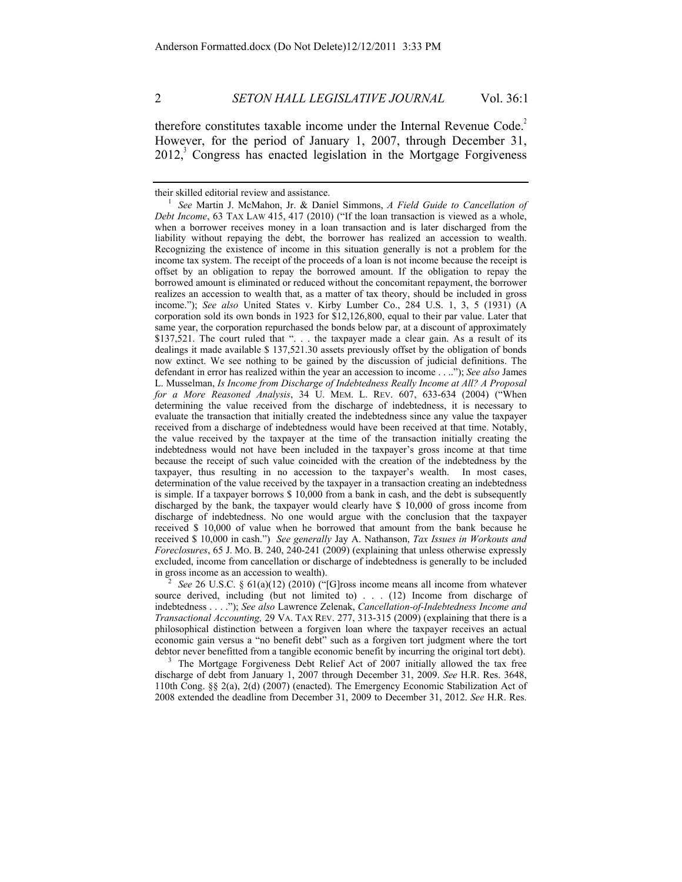therefore constitutes taxable income under the Internal Revenue Code.[2] However, for the period of January 1, 2007, through December 31, 2012,[3] Congress has enacted legislation in the Mortgage Forgiveness

---

their skilled editorial review and assistance.

[1] *See* Martin J. McMahon, Jr. & Daniel Simmons, *A Field Guide to Cancellation of Debt Income*, 63 TAX LAW 415, 417 (2010) ("If the loan transaction is viewed as a whole, when a borrower receives money in a loan transaction and is later discharged from the liability without repaying the debt, the borrower has realized an accession to wealth. Recognizing the existence of income in this situation generally is not a problem for the income tax system. The receipt of the proceeds of a loan is not income because the receipt is offset by an obligation to repay the borrowed amount. If the obligation to repay the borrowed amount is eliminated or reduced without the concomitant repayment, the borrower realizes an accession to wealth that, as a matter of tax theory, should be included in gross income."); *See also* United States v. Kirby Lumber Co., 284 U.S. 1, 3, 5 (1931) (A corporation sold its own bonds in 1923 for $12,126,800, equal to their par value. Later that same year, the corporation repurchased the bonds below par, at a discount of approximately $137,521. The court ruled that ". . . the taxpayer made a clear gain. As a result of its dealings it made available $ 137,521.30 assets previously offset by the obligation of bonds now extinct. We see nothing to be gained by the discussion of judicial definitions. The defendant in error has realized within the year an accession to income . . .."); *See also* James L. Musselman, *Is Income from Discharge of Indebtedness Really Income at All? A Proposal for a More Reasoned Analysis*, 34 U. MEM. L. REV. 607, 633-634 (2004) ("When determining the value received from the discharge of indebtedness, it is necessary to evaluate the transaction that initially created the indebtedness since any value the taxpayer received from a discharge of indebtedness would have been received at that time. Notably, the value received by the taxpayer at the time of the transaction initially creating the indebtedness would not have been included in the taxpayer's gross income at that time because the receipt of such value coincided with the creation of the indebtedness by the taxpayer, thus resulting in no accession to the taxpayer's wealth. In most cases, determination of the value received by the taxpayer in a transaction creating an indebtedness is simple. If a taxpayer borrows $ 10,000 from a bank in cash, and the debt is subsequently discharged by the bank, the taxpayer would clearly have $ 10,000 of gross income from discharge of indebtedness. No one would argue with the conclusion that the taxpayer received $ 10,000 of value when he borrowed that amount from the bank because he received $ 10,000 in cash.") *See generally* Jay A. Nathanson, *Tax Issues in Workouts and Foreclosures*, 65 J. MO. B. 240, 240-241 (2009) (explaining that unless otherwise expressly excluded, income from cancellation or discharge of indebtedness is generally to be included in gross income as an accession to wealth).

[2] *See* 26 U.S.C. § 61(a)(12) (2010) ("[G]ross income means all income from whatever source derived, including (but not limited to) . . . (12) Income from discharge of indebtedness . . . ."); *See also* Lawrence Zelenak, *Cancellation-of-Indebtedness Income and Transactional Accounting,* 29 VA. TAX REV. 277, 313-315 (2009) (explaining that there is a philosophical distinction between a forgiven loan where the taxpayer receives an actual economic gain versus a "no benefit debt" such as a forgiven tort judgment where the tort debtor never benefitted from a tangible economic benefit by incurring the original tort debt).

[3] The Mortgage Forgiveness Debt Relief Act of 2007 initially allowed the tax free discharge of debt from January 1, 2007 through December 31, 2009. *See* H.R. Res. 3648, 110th Cong. §§ 2(a), 2(d) (2007) (enacted). The Emergency Economic Stabilization Act of 2008 extended the deadline from December 31, 2009 to December 31, 2012. *See* H.R. Res.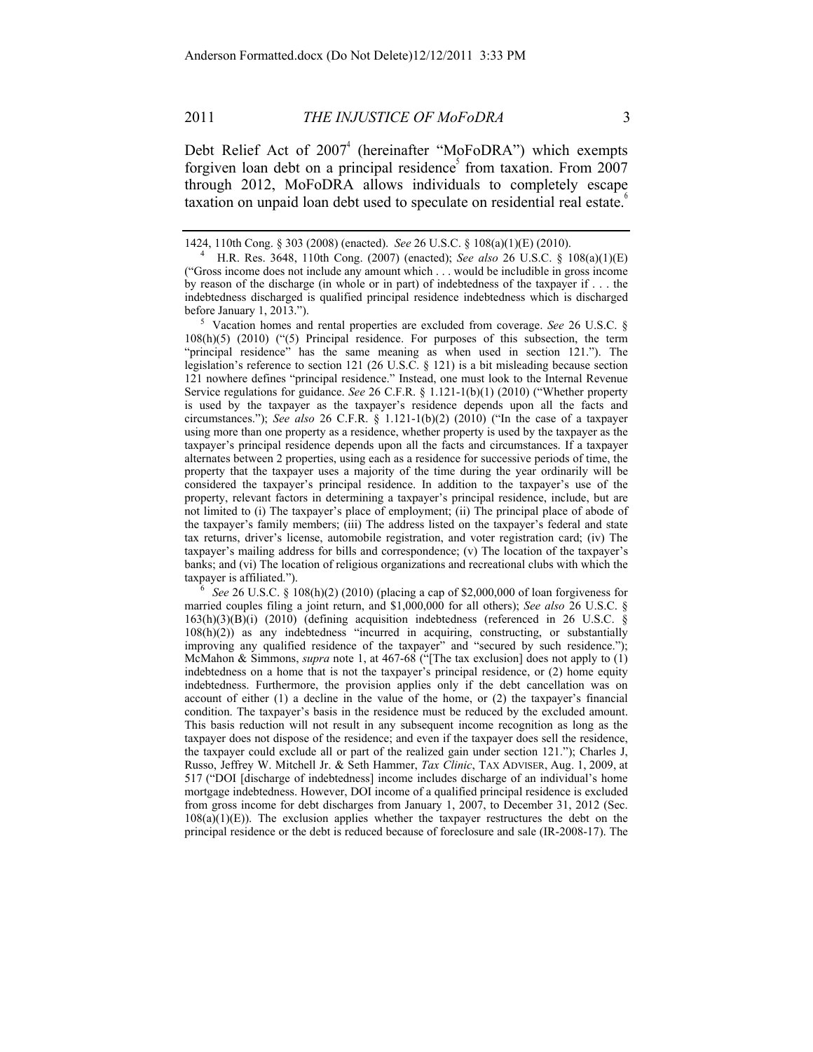Debt Relief Act of 2007[4] (hereinafter "MoFoDRA") which exempts forgiven loan debt on a principal residence[5] from taxation. From 2007 through 2012, MoFoDRA allows individuals to completely escape taxation on unpaid loan debt used to speculate on residential real estate.[6]

---

1424, 110th Cong. § 303 (2008) (enacted). *See* 26 U.S.C. § 108(a)(1)(E) (2010).

[4] H.R. Res. 3648, 110th Cong. (2007) (enacted); *See also* 26 U.S.C. § 108(a)(1)(E) ("Gross income does not include any amount which . . . would be includible in gross income by reason of the discharge (in whole or in part) of indebtedness of the taxpayer if . . . the indebtedness discharged is qualified principal residence indebtedness which is discharged before January 1, 2013.").

[5] Vacation homes and rental properties are excluded from coverage. *See* 26 U.S.C. § 108(h)(5) (2010) ("(5) Principal residence. For purposes of this subsection, the term "principal residence" has the same meaning as when used in section 121."). The legislation's reference to section 121 (26 U.S.C. § 121) is a bit misleading because section 121 nowhere defines "principal residence." Instead, one must look to the Internal Revenue Service regulations for guidance. *See* 26 C.F.R. § 1.121-1(b)(1) (2010) ("Whether property is used by the taxpayer as the taxpayer's residence depends upon all the facts and circumstances."); *See also* 26 C.F.R. § 1.121-1(b)(2) (2010) ("In the case of a taxpayer using more than one property as a residence, whether property is used by the taxpayer as the taxpayer's principal residence depends upon all the facts and circumstances. If a taxpayer alternates between 2 properties, using each as a residence for successive periods of time, the property that the taxpayer uses a majority of the time during the year ordinarily will be considered the taxpayer's principal residence. In addition to the taxpayer's use of the property, relevant factors in determining a taxpayer's principal residence, include, but are not limited to (i) The taxpayer's place of employment; (ii) The principal place of abode of the taxpayer's family members; (iii) The address listed on the taxpayer's federal and state tax returns, driver's license, automobile registration, and voter registration card; (iv) The taxpayer's mailing address for bills and correspondence; (v) The location of the taxpayer's banks; and (vi) The location of religious organizations and recreational clubs with which the taxpayer is affiliated.").

[6] *See* 26 U.S.C. § 108(h)(2) (2010) (placing a cap of $2,000,000 of loan forgiveness for married couples filing a joint return, and $1,000,000 for all others); *See also* 26 U.S.C. § 163(h)(3)(B)(i) (2010) (defining acquisition indebtedness (referenced in 26 U.S.C. § 108(h)(2)) as any indebtedness "incurred in acquiring, constructing, or substantially improving any qualified residence of the taxpayer" and "secured by such residence."); McMahon & Simmons, *supra* note 1, at 467-68 ("[The tax exclusion] does not apply to (1) indebtedness on a home that is not the taxpayer's principal residence, or (2) home equity indebtedness. Furthermore, the provision applies only if the debt cancellation was on account of either (1) a decline in the value of the home, or (2) the taxpayer's financial condition. The taxpayer's basis in the residence must be reduced by the excluded amount. This basis reduction will not result in any subsequent income recognition as long as the taxpayer does not dispose of the residence; and even if the taxpayer does sell the residence, the taxpayer could exclude all or part of the realized gain under section 121."); Charles J, Russo, Jeffrey W. Mitchell Jr. & Seth Hammer, *Tax Clinic*, TAX ADVISER, Aug. 1, 2009, at 517 ("DOI [discharge of indebtedness] income includes discharge of an individual's home mortgage indebtedness. However, DOI income of a qualified principal residence is excluded from gross income for debt discharges from January 1, 2007, to December 31, 2012 (Sec. 108(a)(1)(E)). The exclusion applies whether the taxpayer restructures the debt on the principal residence or the debt is reduced because of foreclosure and sale (IR-2008-17). The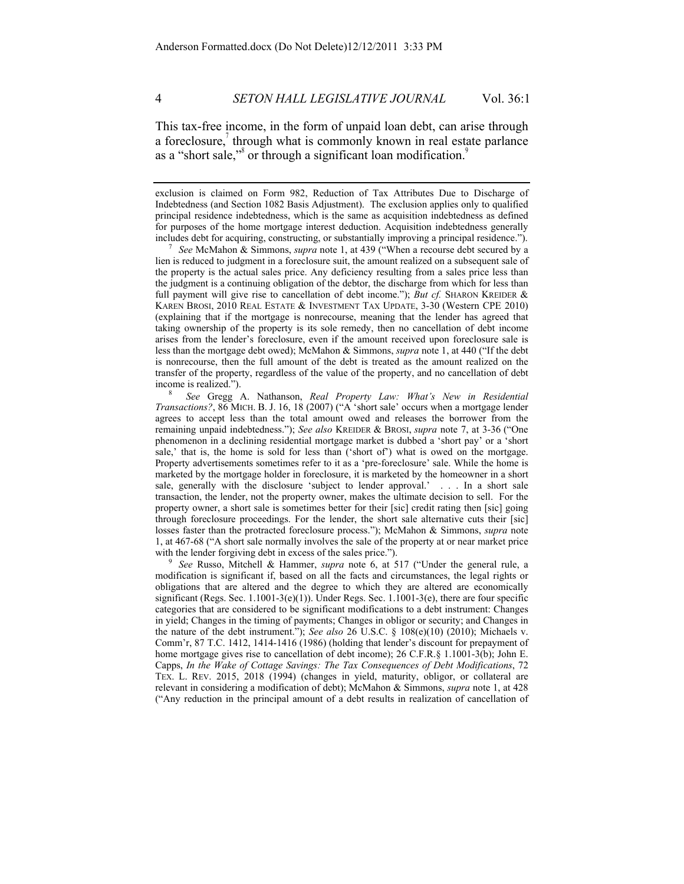This tax-free income, in the form of unpaid loan debt, can arise through a foreclosure,[7] through what is commonly known in real estate parlance as a "short sale,"[8] or through a significant loan modification.[9]

---

exclusion is claimed on Form 982, Reduction of Tax Attributes Due to Discharge of Indebtedness (and Section 1082 Basis Adjustment). The exclusion applies only to qualified principal residence indebtedness, which is the same as acquisition indebtedness as defined for purposes of the home mortgage interest deduction. Acquisition indebtedness generally includes debt for acquiring, constructing, or substantially improving a principal residence.").

[7] *See* McMahon & Simmons, *supra* note 1, at 439 ("When a recourse debt secured by a lien is reduced to judgment in a foreclosure suit, the amount realized on a subsequent sale of the property is the actual sales price. Any deficiency resulting from a sales price less than the judgment is a continuing obligation of the debtor, the discharge from which for less than full payment will give rise to cancellation of debt income."); *But cf.* SHARON KREIDER & KAREN BROSI, 2010 REAL ESTATE & INVESTMENT TAX UPDATE, 3-30 (Western CPE 2010) (explaining that if the mortgage is nonrecourse, meaning that the lender has agreed that taking ownership of the property is its sole remedy, then no cancellation of debt income arises from the lender's foreclosure, even if the amount received upon foreclosure sale is less than the mortgage debt owed); McMahon & Simmons, *supra* note 1, at 440 ("If the debt is nonrecourse, then the full amount of the debt is treated as the amount realized on the transfer of the property, regardless of the value of the property, and no cancellation of debt income is realized.").

[8] *See* Gregg A. Nathanson, *Real Property Law: What's New in Residential Transactions?*, 86 MICH. B. J. 16, 18 (2007) ("A 'short sale' occurs when a mortgage lender agrees to accept less than the total amount owed and releases the borrower from the remaining unpaid indebtedness."); *See also* KREIDER & BROSI, *supra* note 7, at 3-36 ("One phenomenon in a declining residential mortgage market is dubbed a 'short pay' or a 'short sale,' that is, the home is sold for less than ('short of') what is owed on the mortgage. Property advertisements sometimes refer to it as a 'pre-foreclosure' sale. While the home is marketed by the mortgage holder in foreclosure, it is marketed by the homeowner in a short sale, generally with the disclosure 'subject to lender approval.' . . . In a short sale transaction, the lender, not the property owner, makes the ultimate decision to sell. For the property owner, a short sale is sometimes better for their [sic] credit rating then [sic] going through foreclosure proceedings. For the lender, the short sale alternative cuts their [sic] losses faster than the protracted foreclosure process."); McMahon & Simmons, *supra* note 1, at 467-68 ("A short sale normally involves the sale of the property at or near market price with the lender forgiving debt in excess of the sales price.").

[9] *See* Russo, Mitchell & Hammer, *supra* note 6, at 517 ("Under the general rule, a modification is significant if, based on all the facts and circumstances, the legal rights or obligations that are altered and the degree to which they are altered are economically significant (Regs. Sec. 1.1001-3(e)(1)). Under Regs. Sec. 1.1001-3(e), there are four specific categories that are considered to be significant modifications to a debt instrument: Changes in yield; Changes in the timing of payments; Changes in obligor or security; and Changes in the nature of the debt instrument."); *See also* 26 U.S.C. § 108(e)(10) (2010); Michaels v. Comm'r, 87 T.C. 1412, 1414-1416 (1986) (holding that lender's discount for prepayment of home mortgage gives rise to cancellation of debt income); 26 C.F.R.§ 1.1001-3(b); John E. Capps, *In the Wake of Cottage Savings: The Tax Consequences of Debt Modifications*, 72 TEX. L. REV. 2015, 2018 (1994) (changes in yield, maturity, obligor, or collateral are relevant in considering a modification of debt); McMahon & Simmons, *supra* note 1, at 428 ("Any reduction in the principal amount of a debt results in realization of cancellation of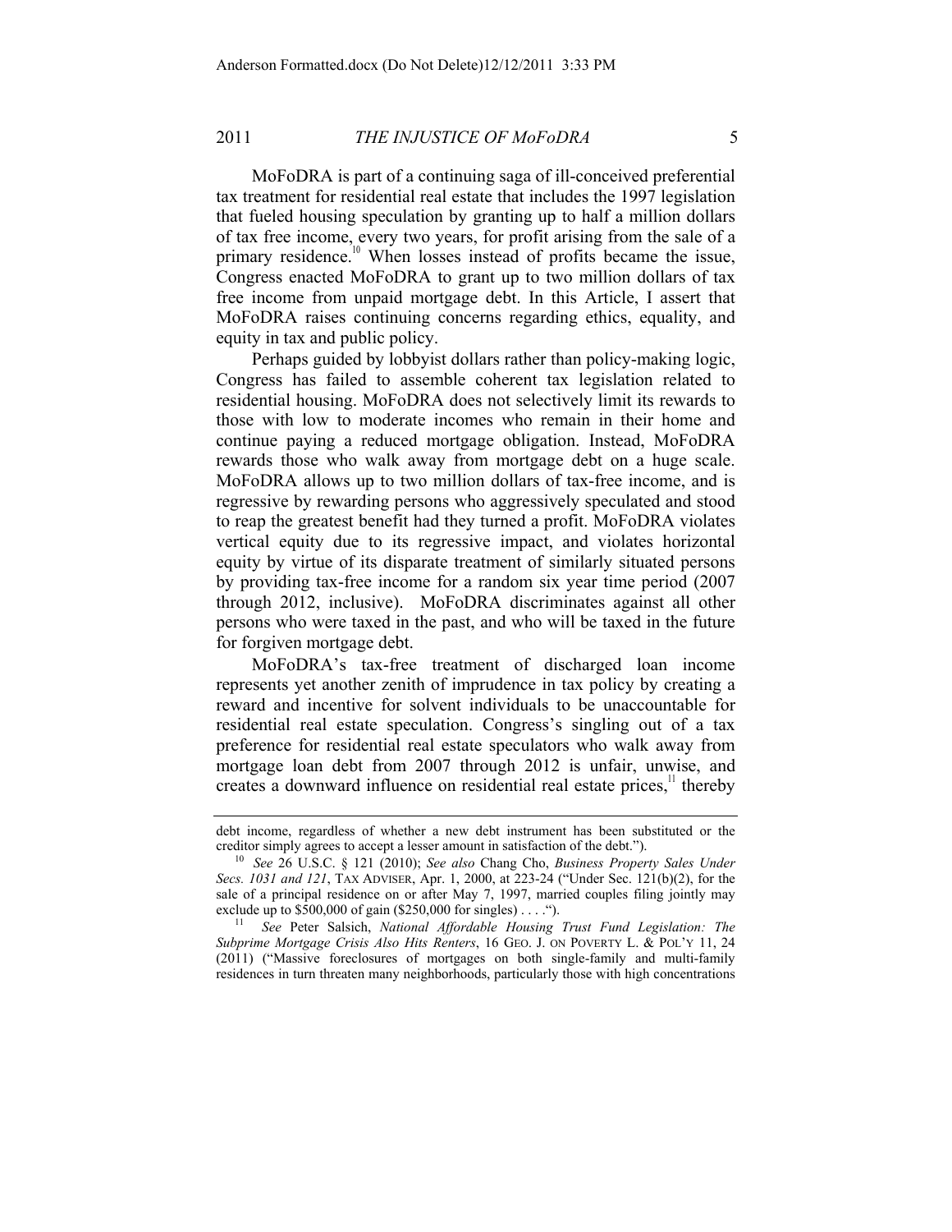MoFoDRA is part of a continuing saga of ill-conceived preferential tax treatment for residential real estate that includes the 1997 legislation that fueled housing speculation by granting up to half a million dollars of tax free income, every two years, for profit arising from the sale of a primary residence.[10] When losses instead of profits became the issue, Congress enacted MoFoDRA to grant up to two million dollars of tax free income from unpaid mortgage debt. In this Article, I assert that MoFoDRA raises continuing concerns regarding ethics, equality, and equity in tax and public policy.

Perhaps guided by lobbyist dollars rather than policy-making logic, Congress has failed to assemble coherent tax legislation related to residential housing. MoFoDRA does not selectively limit its rewards to those with low to moderate incomes who remain in their home and continue paying a reduced mortgage obligation. Instead, MoFoDRA rewards those who walk away from mortgage debt on a huge scale. MoFoDRA allows up to two million dollars of tax-free income, and is regressive by rewarding persons who aggressively speculated and stood to reap the greatest benefit had they turned a profit. MoFoDRA violates vertical equity due to its regressive impact, and violates horizontal equity by virtue of its disparate treatment of similarly situated persons by providing tax-free income for a random six year time period (2007 through 2012, inclusive). MoFoDRA discriminates against all other persons who were taxed in the past, and who will be taxed in the future for forgiven mortgage debt.

MoFoDRA's tax-free treatment of discharged loan income represents yet another zenith of imprudence in tax policy by creating a reward and incentive for solvent individuals to be unaccountable for residential real estate speculation. Congress's singling out of a tax preference for residential real estate speculators who walk away from mortgage loan debt from 2007 through 2012 is unfair, unwise, and creates a downward influence on residential real estate prices,[11] thereby

---

debt income, regardless of whether a new debt instrument has been substituted or the creditor simply agrees to accept a lesser amount in satisfaction of the debt.").

[10] *See* 26 U.S.C. § 121 (2010); *See also* Chang Cho, *Business Property Sales Under Secs. 1031 and 121*, TAX ADVISER, Apr. 1, 2000, at 223-24 ("Under Sec. 121(b)(2), for the sale of a principal residence on or after May 7, 1997, married couples filing jointly may exclude up to $500,000 of gain ($250,000 for singles) . . . .").

[11] *See* Peter Salsich, *National Affordable Housing Trust Fund Legislation: The Subprime Mortgage Crisis Also Hits Renters*, 16 GEO. J. ON POVERTY L. & POL'Y 11, 24 (2011) ("Massive foreclosures of mortgages on both single-family and multi-family residences in turn threaten many neighborhoods, particularly those with high concentrations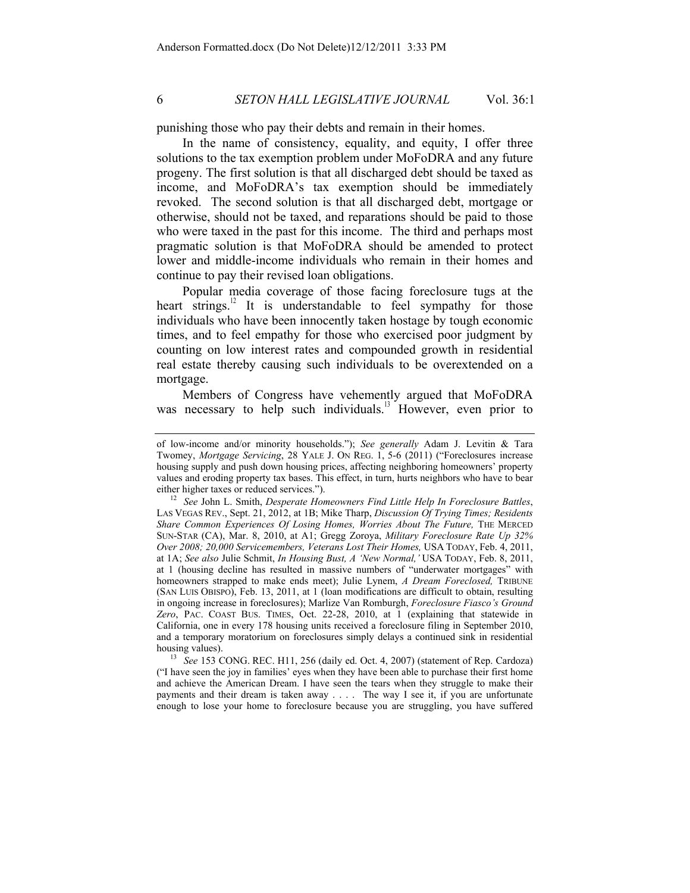punishing those who pay their debts and remain in their homes.

In the name of consistency, equality, and equity, I offer three solutions to the tax exemption problem under MoFoDRA and any future progeny. The first solution is that all discharged debt should be taxed as income, and MoFoDRA's tax exemption should be immediately revoked. The second solution is that all discharged debt, mortgage or otherwise, should not be taxed, and reparations should be paid to those who were taxed in the past for this income. The third and perhaps most pragmatic solution is that MoFoDRA should be amended to protect lower and middle-income individuals who remain in their homes and continue to pay their revised loan obligations.

Popular media coverage of those facing foreclosure tugs at the heart strings.[12] It is understandable to feel sympathy for those individuals who have been innocently taken hostage by tough economic times, and to feel empathy for those who exercised poor judgment by counting on low interest rates and compounded growth in residential real estate thereby causing such individuals to be overextended on a mortgage.

Members of Congress have vehemently argued that MoFoDRA was necessary to help such individuals.[13] However, even prior to

---

of low-income and/or minority households."); *See generally* Adam J. Levitin & Tara Twomey, *Mortgage Servicing*, 28 YALE J. ON REG. 1, 5-6 (2011) ("Foreclosures increase housing supply and push down housing prices, affecting neighboring homeowners' property values and eroding property tax bases. This effect, in turn, hurts neighbors who have to bear either higher taxes or reduced services.").

[12] *See* John L. Smith, *Desperate Homeowners Find Little Help In Foreclosure Battles*, LAS VEGAS REV., Sept. 21, 2012, at 1B; Mike Tharp, *Discussion Of Trying Times; Residents Share Common Experiences Of Losing Homes, Worries About The Future,* THE MERCED SUN-STAR (CA), Mar. 8, 2010, at A1; Gregg Zoroya, *Military Foreclosure Rate Up 32% Over 2008; 20,000 Servicemembers, Veterans Lost Their Homes,* USA TODAY, Feb. 4, 2011, at 1A; *See also* Julie Schmit, *In Housing Bust, A 'New Normal,'* USA TODAY, Feb. 8, 2011, at 1 (housing decline has resulted in massive numbers of "underwater mortgages" with homeowners strapped to make ends meet); Julie Lynem, *A Dream Foreclosed,* TRIBUNE (SAN LUIS OBISPO), Feb. 13, 2011, at 1 (loan modifications are difficult to obtain, resulting in ongoing increase in foreclosures); Marlize Van Romburgh, *Foreclosure Fiasco's Ground Zero*, PAC. COAST BUS. TIMES, Oct. 22-28, 2010, at 1 (explaining that statewide in California, one in every 178 housing units received a foreclosure filing in September 2010, and a temporary moratorium on foreclosures simply delays a continued sink in residential housing values).

[13] *See* 153 CONG. REC. H11, 256 (daily ed. Oct. 4, 2007) (statement of Rep. Cardoza) ("I have seen the joy in families' eyes when they have been able to purchase their first home and achieve the American Dream. I have seen the tears when they struggle to make their payments and their dream is taken away . . . . The way I see it, if you are unfortunate enough to lose your home to foreclosure because you are struggling, you have suffered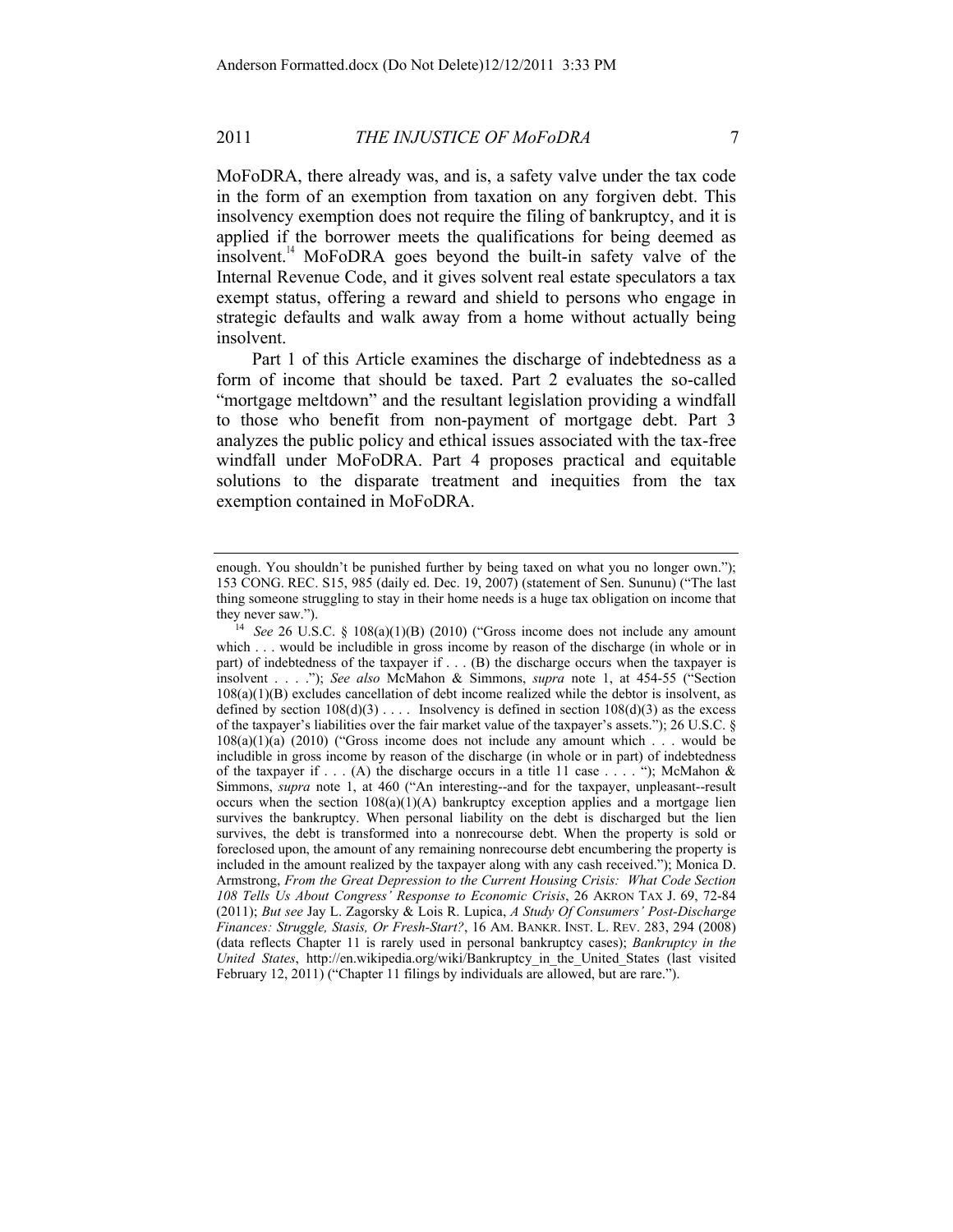MoFoDRA, there already was, and is, a safety valve under the tax code in the form of an exemption from taxation on any forgiven debt. This insolvency exemption does not require the filing of bankruptcy, and it is applied if the borrower meets the qualifications for being deemed as insolvent.[14] MoFoDRA goes beyond the built-in safety valve of the Internal Revenue Code, and it gives solvent real estate speculators a tax exempt status, offering a reward and shield to persons who engage in strategic defaults and walk away from a home without actually being insolvent.

Part 1 of this Article examines the discharge of indebtedness as a form of income that should be taxed. Part 2 evaluates the so-called "mortgage meltdown" and the resultant legislation providing a windfall to those who benefit from non-payment of mortgage debt. Part 3 analyzes the public policy and ethical issues associated with the tax-free windfall under MoFoDRA. Part 4 proposes practical and equitable solutions to the disparate treatment and inequities from the tax exemption contained in MoFoDRA.

---

enough. You shouldn't be punished further by being taxed on what you no longer own."); 153 CONG. REC. S15, 985 (daily ed. Dec. 19, 2007) (statement of Sen. Sununu) ("The last thing someone struggling to stay in their home needs is a huge tax obligation on income that they never saw.").

[14] *See* 26 U.S.C. § 108(a)(1)(B) (2010) ("Gross income does not include any amount which . . . would be includible in gross income by reason of the discharge (in whole or in part) of indebtedness of the taxpayer if . . . (B) the discharge occurs when the taxpayer is insolvent . . . ."); *See also* McMahon & Simmons, *supra* note 1, at 454-55 ("Section 108(a)(1)(B) excludes cancellation of debt income realized while the debtor is insolvent, as defined by section 108(d)(3) . . . . Insolvency is defined in section 108(d)(3) as the excess of the taxpayer's liabilities over the fair market value of the taxpayer's assets."); 26 U.S.C. § 108(a)(1)(a) (2010) ("Gross income does not include any amount which . . . would be includible in gross income by reason of the discharge (in whole or in part) of indebtedness of the taxpayer if . . . (A) the discharge occurs in a title 11 case . . . . "); McMahon & Simmons, *supra* note 1, at 460 ("An interesting--and for the taxpayer, unpleasant--result occurs when the section 108(a)(1)(A) bankruptcy exception applies and a mortgage lien survives the bankruptcy. When personal liability on the debt is discharged but the lien survives, the debt is transformed into a nonrecourse debt. When the property is sold or foreclosed upon, the amount of any remaining nonrecourse debt encumbering the property is included in the amount realized by the taxpayer along with any cash received."); Monica D. Armstrong, *From the Great Depression to the Current Housing Crisis: What Code Section 108 Tells Us About Congress' Response to Economic Crisis*, 26 AKRON TAX J. 69, 72-84 (2011); *But see* Jay L. Zagorsky & Lois R. Lupica, *A Study Of Consumers' Post-Discharge Finances: Struggle, Stasis, Or Fresh-Start?*, 16 AM. BANKR. INST. L. REV. 283, 294 (2008) (data reflects Chapter 11 is rarely used in personal bankruptcy cases); *Bankruptcy in the United States*, http://en.wikipedia.org/wiki/Bankruptcy_in_the_United_States (last visited February 12, 2011) ("Chapter 11 filings by individuals are allowed, but are rare.").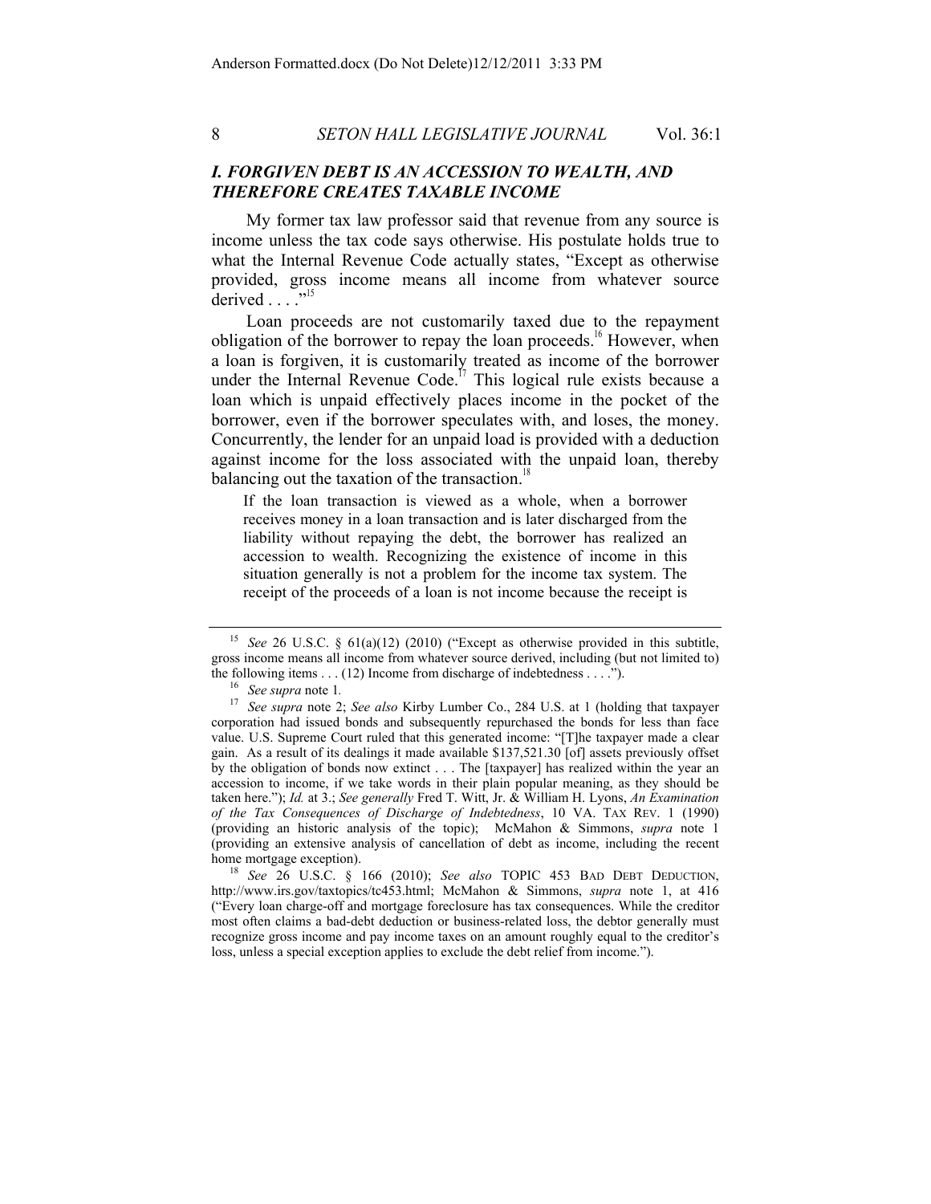## *I. FORGIVEN DEBT IS AN ACCESSION TO WEALTH, AND THEREFORE CREATES TAXABLE INCOME*

My former tax law professor said that revenue from any source is income unless the tax code says otherwise. His postulate holds true to what the Internal Revenue Code actually states, "Except as otherwise provided, gross income means all income from whatever source derived . . . ."[15]

Loan proceeds are not customarily taxed due to the repayment obligation of the borrower to repay the loan proceeds.[16] However, when a loan is forgiven, it is customarily treated as income of the borrower under the Internal Revenue Code.[17] This logical rule exists because a loan which is unpaid effectively places income in the pocket of the borrower, even if the borrower speculates with, and loses, the money. Concurrently, the lender for an unpaid load is provided with a deduction against income for the loss associated with the unpaid loan, thereby balancing out the taxation of the transaction.[18]

> If the loan transaction is viewed as a whole, when a borrower receives money in a loan transaction and is later discharged from the liability without repaying the debt, the borrower has realized an accession to wealth. Recognizing the existence of income in this situation generally is not a problem for the income tax system. The receipt of the proceeds of a loan is not income because the receipt is

---

[15] *See* 26 U.S.C. § 61(a)(12) (2010) ("Except as otherwise provided in this subtitle, gross income means all income from whatever source derived, including (but not limited to) the following items . . . (12) Income from discharge of indebtedness . . . .").

[16] *See supra* note 1.

[17] *See supra* note 2; *See also* Kirby Lumber Co., 284 U.S. at 1 (holding that taxpayer corporation had issued bonds and subsequently repurchased the bonds for less than face value. U.S. Supreme Court ruled that this generated income: "[T]he taxpayer made a clear gain. As a result of its dealings it made available $137,521.30 [of] assets previously offset by the obligation of bonds now extinct . . . The [taxpayer] has realized within the year an accession to income, if we take words in their plain popular meaning, as they should be taken here."); *Id.* at 3.; *See generally* Fred T. Witt, Jr. & William H. Lyons, *An Examination of the Tax Consequences of Discharge of Indebtedness*, 10 VA. TAX REV. 1 (1990) (providing an historic analysis of the topic); McMahon & Simmons, *supra* note 1 (providing an extensive analysis of cancellation of debt as income, including the recent home mortgage exception).

[18] *See* 26 U.S.C. § 166 (2010); *See also* TOPIC 453 BAD DEBT DEDUCTION, http://www.irs.gov/taxtopics/tc453.html; McMahon & Simmons, *supra* note 1, at 416 ("Every loan charge-off and mortgage foreclosure has tax consequences. While the creditor most often claims a bad-debt deduction or business-related loss, the debtor generally must recognize gross income and pay income taxes on an amount roughly equal to the creditor's loss, unless a special exception applies to exclude the debt relief from income.").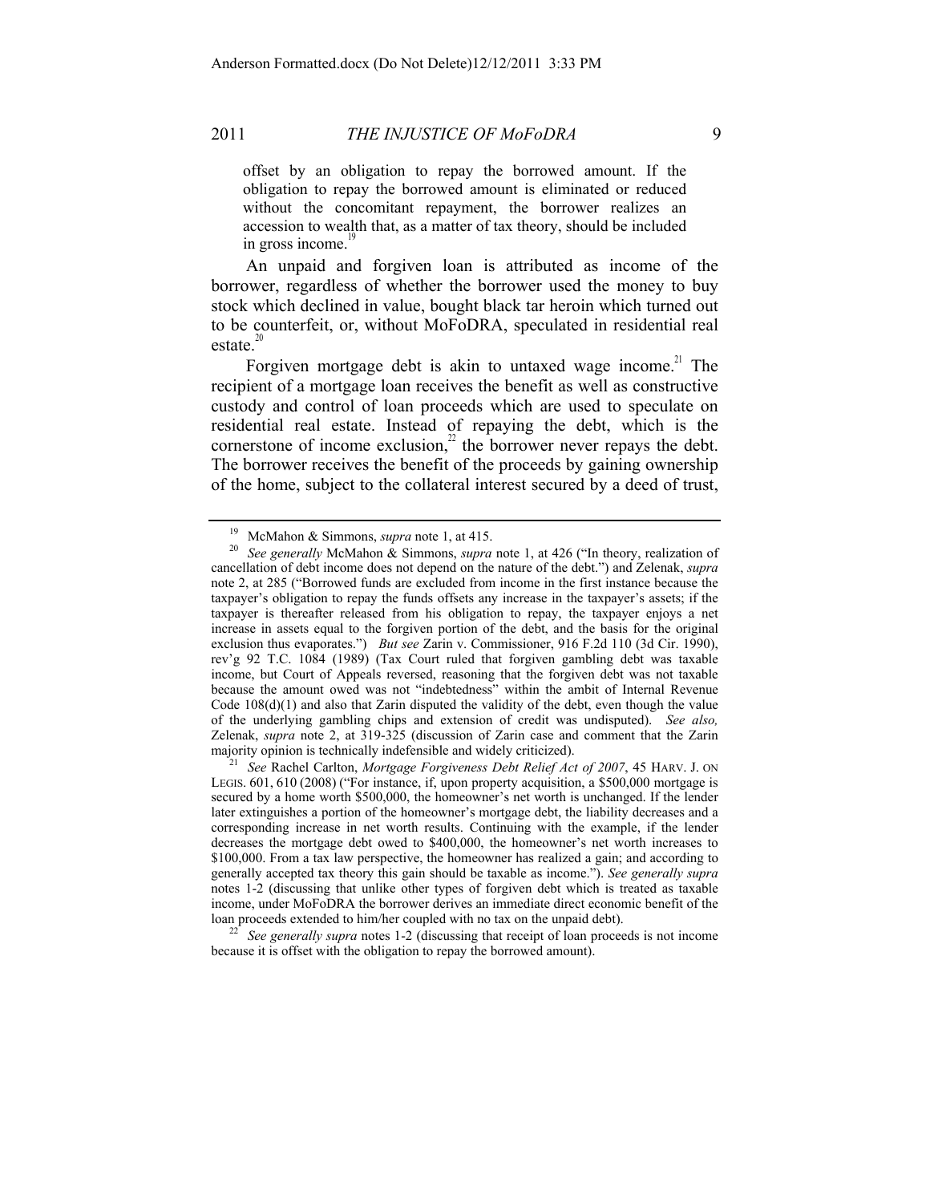> offset by an obligation to repay the borrowed amount. If the obligation to repay the borrowed amount is eliminated or reduced without the concomitant repayment, the borrower realizes an accession to wealth that, as a matter of tax theory, should be included in gross income.[19]

An unpaid and forgiven loan is attributed as income of the borrower, regardless of whether the borrower used the money to buy stock which declined in value, bought black tar heroin which turned out to be counterfeit, or, without MoFoDRA, speculated in residential real estate.[20]

Forgiven mortgage debt is akin to untaxed wage income.[21] The recipient of a mortgage loan receives the benefit as well as constructive custody and control of loan proceeds which are used to speculate on residential real estate. Instead of repaying the debt, which is the cornerstone of income exclusion,[22] the borrower never repays the debt. The borrower receives the benefit of the proceeds by gaining ownership of the home, subject to the collateral interest secured by a deed of trust,

---

[19] McMahon & Simmons, *supra* note 1, at 415.

[20] *See generally* McMahon & Simmons, *supra* note 1, at 426 ("In theory, realization of cancellation of debt income does not depend on the nature of the debt.") and Zelenak, *supra* note 2, at 285 ("Borrowed funds are excluded from income in the first instance because the taxpayer's obligation to repay the funds offsets any increase in the taxpayer's assets; if the taxpayer is thereafter released from his obligation to repay, the taxpayer enjoys a net increase in assets equal to the forgiven portion of the debt, and the basis for the original exclusion thus evaporates.") *But see* Zarin v. Commissioner, 916 F.2d 110 (3d Cir. 1990), rev'g 92 T.C. 1084 (1989) (Tax Court ruled that forgiven gambling debt was taxable income, but Court of Appeals reversed, reasoning that the forgiven debt was not taxable because the amount owed was not "indebtedness" within the ambit of Internal Revenue Code 108(d)(1) and also that Zarin disputed the validity of the debt, even though the value of the underlying gambling chips and extension of credit was undisputed). *See also,* Zelenak, *supra* note 2, at 319-325 (discussion of Zarin case and comment that the Zarin majority opinion is technically indefensible and widely criticized).

[21] *See* Rachel Carlton, *Mortgage Forgiveness Debt Relief Act of 2007*, 45 HARV. J. ON LEGIS. 601, 610 (2008) ("For instance, if, upon property acquisition, a $500,000 mortgage is secured by a home worth $500,000, the homeowner's net worth is unchanged. If the lender later extinguishes a portion of the homeowner's mortgage debt, the liability decreases and a corresponding increase in net worth results. Continuing with the example, if the lender decreases the mortgage debt owed to $400,000, the homeowner's net worth increases to $100,000. From a tax law perspective, the homeowner has realized a gain; and according to generally accepted tax theory this gain should be taxable as income."). *See generally supra* notes 1-2 (discussing that unlike other types of forgiven debt which is treated as taxable income, under MoFoDRA the borrower derives an immediate direct economic benefit of the loan proceeds extended to him/her coupled with no tax on the unpaid debt).

[22] *See generally supra* notes 1-2 (discussing that receipt of loan proceeds is not income because it is offset with the obligation to repay the borrowed amount).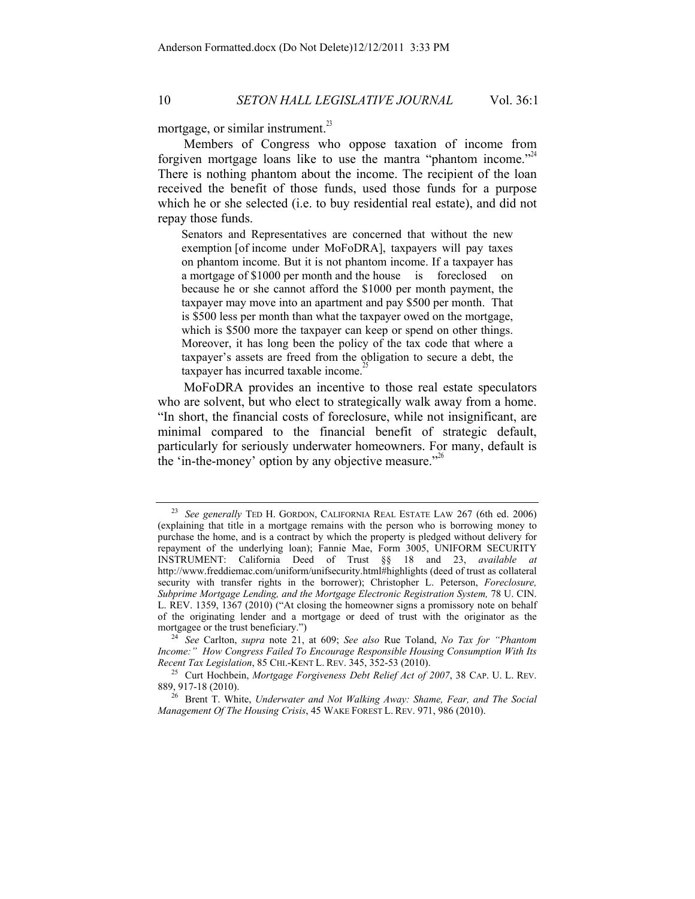mortgage, or similar instrument.[23]

Members of Congress who oppose taxation of income from forgiven mortgage loans like to use the mantra "phantom income."[24] There is nothing phantom about the income. The recipient of the loan received the benefit of those funds, used those funds for a purpose which he or she selected (i.e. to buy residential real estate), and did not repay those funds.

> Senators and Representatives are concerned that without the new exemption [of income under MoFoDRA], taxpayers will pay taxes on phantom income. But it is not phantom income. If a taxpayer has a mortgage of $1000 per month and the house is foreclosed on because he or she cannot afford the $1000 per month payment, the taxpayer may move into an apartment and pay $500 per month. That is $500 less per month than what the taxpayer owed on the mortgage, which is $500 more the taxpayer can keep or spend on other things. Moreover, it has long been the policy of the tax code that where a taxpayer's assets are freed from the obligation to secure a debt, the taxpayer has incurred taxable income.[25]

MoFoDRA provides an incentive to those real estate speculators who are solvent, but who elect to strategically walk away from a home. "In short, the financial costs of foreclosure, while not insignificant, are minimal compared to the financial benefit of strategic default, particularly for seriously underwater homeowners. For many, default is the 'in-the-money' option by any objective measure."[26]

---

[23] *See generally* TED H. GORDON, CALIFORNIA REAL ESTATE LAW 267 (6th ed. 2006) (explaining that title in a mortgage remains with the person who is borrowing money to purchase the home, and is a contract by which the property is pledged without delivery for repayment of the underlying loan); Fannie Mae, Form 3005, UNIFORM SECURITY INSTRUMENT: California Deed of Trust §§ 18 and 23, *available at* http://www.freddiemac.com/uniform/unifsecurity.html#highlights (deed of trust as collateral security with transfer rights in the borrower); Christopher L. Peterson, *Foreclosure, Subprime Mortgage Lending, and the Mortgage Electronic Registration System,* 78 U. CIN. L. REV. 1359, 1367 (2010) ("At closing the homeowner signs a promissory note on behalf of the originating lender and a mortgage or deed of trust with the originator as the mortgagee or the trust beneficiary.")

[24] *See* Carlton, *supra* note 21, at 609; *See also* Rue Toland, *No Tax for "Phantom Income:" How Congress Failed To Encourage Responsible Housing Consumption With Its Recent Tax Legislation*, 85 CHI.-KENT L. REV. 345, 352-53 (2010).

[25] Curt Hochbein, *Mortgage Forgiveness Debt Relief Act of 2007*, 38 CAP. U. L. REV. 889, 917-18 (2010).

[26] Brent T. White, *Underwater and Not Walking Away: Shame, Fear, and The Social Management Of The Housing Crisis*, 45 WAKE FOREST L. REV. 971, 986 (2010).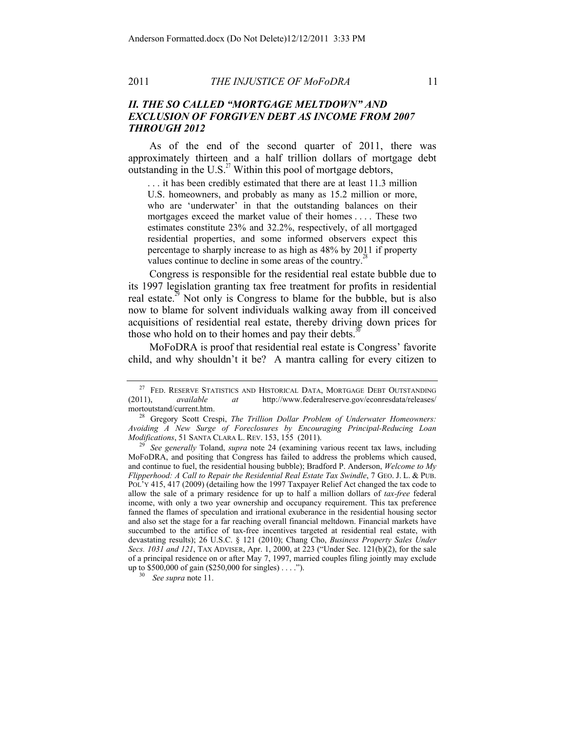## *II. THE SO CALLED "MORTGAGE MELTDOWN" AND EXCLUSION OF FORGIVEN DEBT AS INCOME FROM 2007 THROUGH 2012*

As of the end of the second quarter of 2011, there was approximately thirteen and a half trillion dollars of mortgage debt outstanding in the U.S.[27] Within this pool of mortgage debtors,

> . . . it has been credibly estimated that there are at least 11.3 million U.S. homeowners, and probably as many as 15.2 million or more, who are 'underwater' in that the outstanding balances on their mortgages exceed the market value of their homes . . . . These two estimates constitute 23% and 32.2%, respectively, of all mortgaged residential properties, and some informed observers expect this percentage to sharply increase to as high as 48% by 2011 if property values continue to decline in some areas of the country.[28]

Congress is responsible for the residential real estate bubble due to its 1997 legislation granting tax free treatment for profits in residential real estate.[29] Not only is Congress to blame for the bubble, but is also now to blame for solvent individuals walking away from ill conceived acquisitions of residential real estate, thereby driving down prices for those who hold on to their homes and pay their debts.[30]

MoFoDRA is proof that residential real estate is Congress' favorite child, and why shouldn't it be? A mantra calling for every citizen to

---

[27] FED. RESERVE STATISTICS AND HISTORICAL DATA, MORTGAGE DEBT OUTSTANDING (2011), *available at* http://www.federalreserve.gov/econresdata/releases/mortoutstand/current.htm.

[28] Gregory Scott Crespi, *The Trillion Dollar Problem of Underwater Homeowners: Avoiding A New Surge of Foreclosures by Encouraging Principal-Reducing Loan Modifications*, 51 SANTA CLARA L. REV. 153, 155 (2011).

[29] *See generally* Toland, *supra* note 24 (examining various recent tax laws, including MoFoDRA, and positing that Congress has failed to address the problems which caused, and continue to fuel, the residential housing bubble); Bradford P. Anderson, *Welcome to My Flipperhood: A Call to Repair the Residential Real Estate Tax Swindle*, 7 GEO. J. L. & PUB. POL'Y 415, 417 (2009) (detailing how the 1997 Taxpayer Relief Act changed the tax code to allow the sale of a primary residence for up to half a million dollars of *tax-free* federal income, with only a two year ownership and occupancy requirement. This tax preference fanned the flames of speculation and irrational exuberance in the residential housing sector and also set the stage for a far reaching overall financial meltdown. Financial markets have succumbed to the artifice of tax-free incentives targeted at residential real estate, with devastating results); 26 U.S.C. § 121 (2010); Chang Cho, *Business Property Sales Under Secs. 1031 and 121*, TAX ADVISER, Apr. 1, 2000, at 223 ("Under Sec. 121(b)(2), for the sale of a principal residence on or after May 7, 1997, married couples filing jointly may exclude up to $500,000 of gain ($250,000 for singles) . . . .").

[30] *See supra* note 11.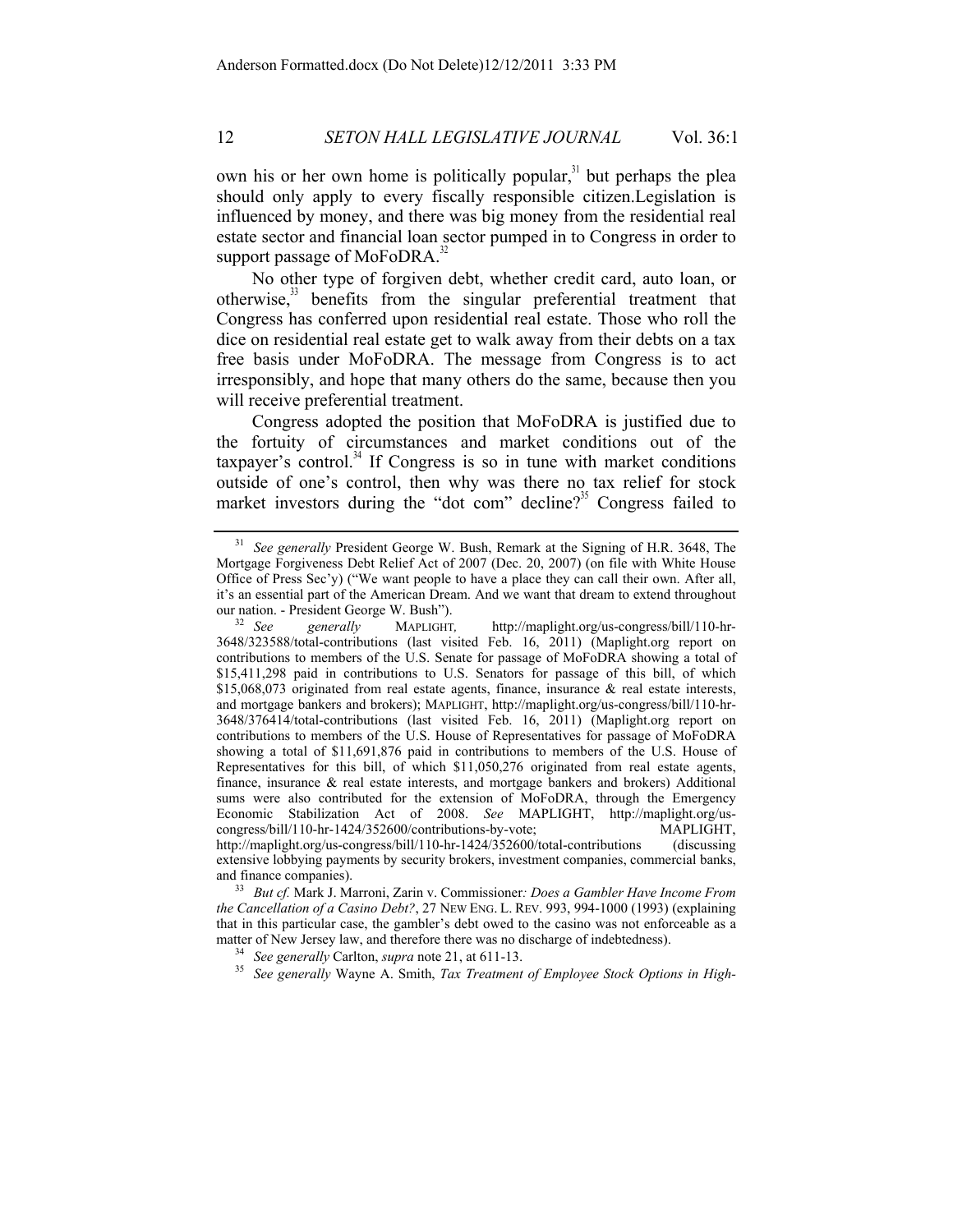own his or her own home is politically popular,[31] but perhaps the plea should only apply to every fiscally responsible citizen.Legislation is influenced by money, and there was big money from the residential real estate sector and financial loan sector pumped in to Congress in order to support passage of MoFoDRA.[32]

No other type of forgiven debt, whether credit card, auto loan, or otherwise,[33] benefits from the singular preferential treatment that Congress has conferred upon residential real estate. Those who roll the dice on residential real estate get to walk away from their debts on a tax free basis under MoFoDRA. The message from Congress is to act irresponsibly, and hope that many others do the same, because then you will receive preferential treatment.

Congress adopted the position that MoFoDRA is justified due to the fortuity of circumstances and market conditions out of the taxpayer's control.[34] If Congress is so in tune with market conditions outside of one's control, then why was there no tax relief for stock market investors during the "dot com" decline?[35] Congress failed to

---

[31] *See generally* President George W. Bush, Remark at the Signing of H.R. 3648, The Mortgage Forgiveness Debt Relief Act of 2007 (Dec. 20, 2007) (on file with White House Office of Press Sec'y) ("We want people to have a place they can call their own. After all, it's an essential part of the American Dream. And we want that dream to extend throughout our nation. - President George W. Bush").

[32] *See generally* MAPLIGHT, http://maplight.org/us-congress/bill/110-hr-3648/323588/total-contributions (last visited Feb. 16, 2011) (Maplight.org report on contributions to members of the U.S. Senate for passage of MoFoDRA showing a total of $15,411,298 paid in contributions to U.S. Senators for passage of this bill, of which $15,068,073 originated from real estate agents, finance, insurance & real estate interests, and mortgage bankers and brokers); MAPLIGHT, http://maplight.org/us-congress/bill/110-hr-3648/376414/total-contributions (last visited Feb. 16, 2011) (Maplight.org report on contributions to members of the U.S. House of Representatives for passage of MoFoDRA showing a total of $11,691,876 paid in contributions to members of the U.S. House of Representatives for this bill, of which $11,050,276 originated from real estate agents, finance, insurance & real estate interests, and mortgage bankers and brokers) Additional sums were also contributed for the extension of MoFoDRA, through the Emergency Economic Stabilization Act of 2008. *See* MAPLIGHT, http://maplight.org/us-congress/bill/110-hr-1424/352600/contributions-by-vote; MAPLIGHT, http://maplight.org/us-congress/bill/110-hr-1424/352600/total-contributions (discussing extensive lobbying payments by security brokers, investment companies, commercial banks, and finance companies).

[33] *But cf.* Mark J. Marroni, Zarin v. Commissioner*: Does a Gambler Have Income From the Cancellation of a Casino Debt?*, 27 NEW ENG. L. REV. 993, 994-1000 (1993) (explaining that in this particular case, the gambler's debt owed to the casino was not enforceable as a matter of New Jersey law, and therefore there was no discharge of indebtedness).

[34] *See generally* Carlton, *supra* note 21, at 611-13.

[35] *See generally* Wayne A. Smith, *Tax Treatment of Employee Stock Options in High-*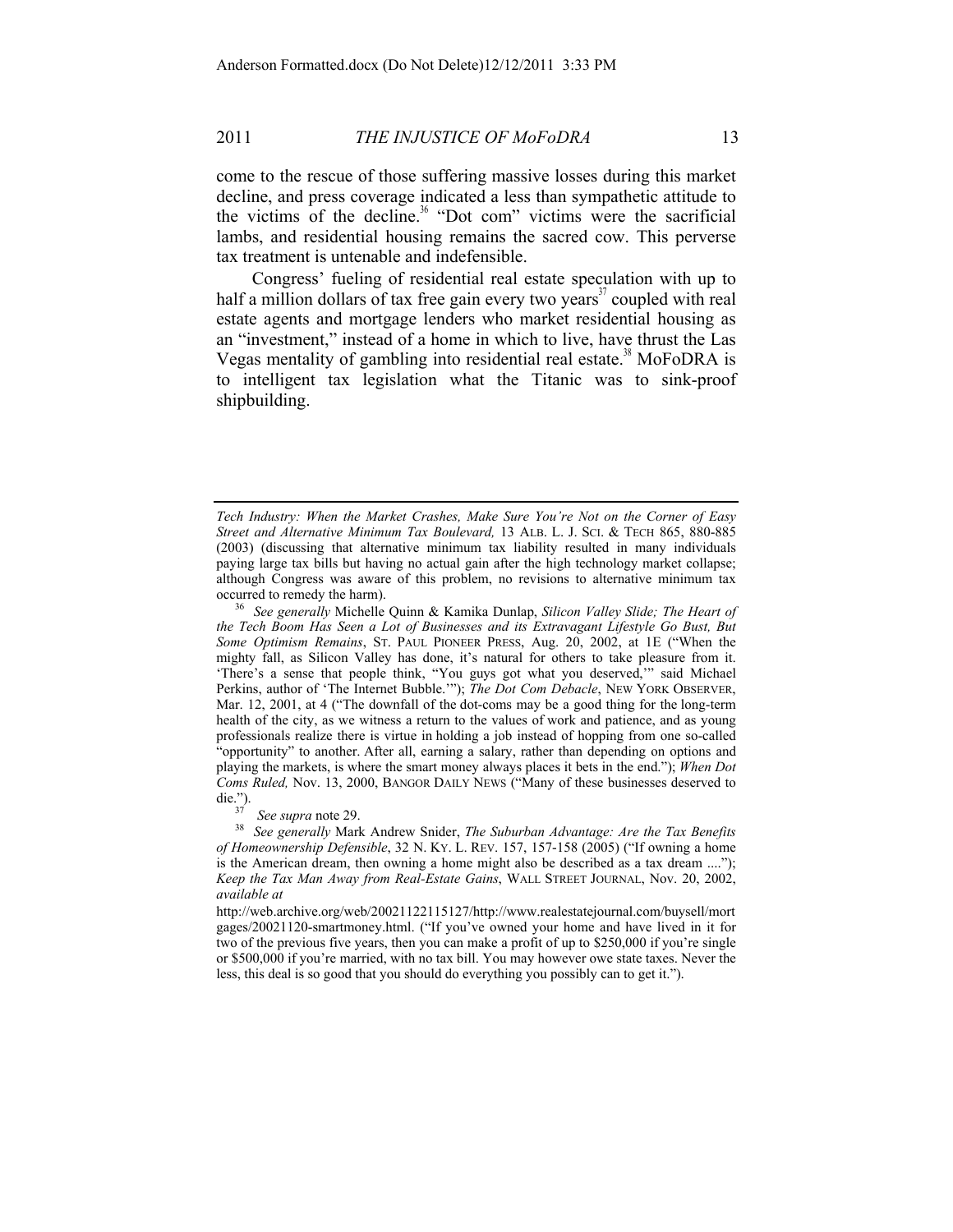come to the rescue of those suffering massive losses during this market decline, and press coverage indicated a less than sympathetic attitude to the victims of the decline.[36] "Dot com" victims were the sacrificial lambs, and residential housing remains the sacred cow. This perverse tax treatment is untenable and indefensible.

Congress' fueling of residential real estate speculation with up to half a million dollars of tax free gain every two years[37] coupled with real estate agents and mortgage lenders who market residential housing as an "investment," instead of a home in which to live, have thrust the Las Vegas mentality of gambling into residential real estate.[38] MoFoDRA is to intelligent tax legislation what the Titanic was to sink-proof shipbuilding.

---

*Tech Industry: When the Market Crashes, Make Sure You're Not on the Corner of Easy Street and Alternative Minimum Tax Boulevard,* 13 ALB. L. J. SCI. & TECH 865, 880-885 (2003) (discussing that alternative minimum tax liability resulted in many individuals paying large tax bills but having no actual gain after the high technology market collapse; although Congress was aware of this problem, no revisions to alternative minimum tax occurred to remedy the harm).

[36] *See generally* Michelle Quinn & Kamika Dunlap, *Silicon Valley Slide; The Heart of the Tech Boom Has Seen a Lot of Businesses and its Extravagant Lifestyle Go Bust, But Some Optimism Remains*, ST. PAUL PIONEER PRESS, Aug. 20, 2002, at 1E ("When the mighty fall, as Silicon Valley has done, it's natural for others to take pleasure from it. 'There's a sense that people think, "You guys got what you deserved,"' said Michael Perkins, author of 'The Internet Bubble.'"); *The Dot Com Debacle*, NEW YORK OBSERVER, Mar. 12, 2001, at 4 ("The downfall of the dot-coms may be a good thing for the long-term health of the city, as we witness a return to the values of work and patience, and as young professionals realize there is virtue in holding a job instead of hopping from one so-called "opportunity" to another. After all, earning a salary, rather than depending on options and playing the markets, is where the smart money always places it bets in the end."); *When Dot Coms Ruled,* Nov. 13, 2000, BANGOR DAILY NEWS ("Many of these businesses deserved to die.").

[37] *See supra* note 29.

[38] *See generally* Mark Andrew Snider, *The Suburban Advantage: Are the Tax Benefits of Homeownership Defensible*, 32 N. KY. L. REV. 157, 157-158 (2005) ("If owning a home is the American dream, then owning a home might also be described as a tax dream ...."); *Keep the Tax Man Away from Real-Estate Gains*, WALL STREET JOURNAL, Nov. 20, 2002, *available at* http://web.archive.org/web/20021122115127/http://www.realestatejournal.com/buysell/mortgages/20021120-smartmoney.html. ("If you've owned your home and have lived in it for two of the previous five years, then you can make a profit of up to $250,000 if you're single or $500,000 if you're married, with no tax bill. You may however owe state taxes. Never the less, this deal is so good that you should do everything you possibly can to get it.").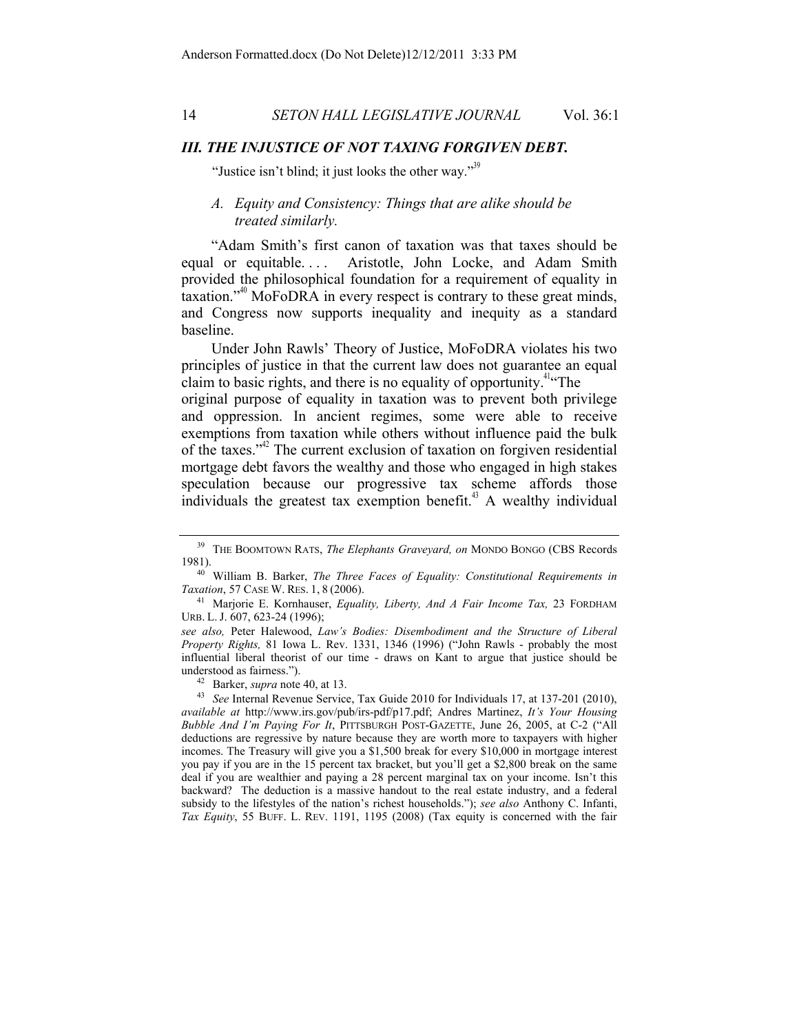### *III. THE INJUSTICE OF NOT TAXING FORGIVEN DEBT.*

"Justice isn't blind; it just looks the other way."[39]

#### *A. Equity and Consistency: Things that are alike should be treated similarly.*

"Adam Smith's first canon of taxation was that taxes should be equal or equitable. . . . Aristotle, John Locke, and Adam Smith provided the philosophical foundation for a requirement of equality in taxation."[40] MoFoDRA in every respect is contrary to these great minds, and Congress now supports inequality and inequity as a standard baseline.

Under John Rawls' Theory of Justice, MoFoDRA violates his two principles of justice in that the current law does not guarantee an equal claim to basic rights, and there is no equality of opportunity.[41] "The original purpose of equality in taxation was to prevent both privilege and oppression. In ancient regimes, some were able to receive exemptions from taxation while others without influence paid the bulk of the taxes."[42] The current exclusion of taxation on forgiven residential mortgage debt favors the wealthy and those who engaged in high stakes speculation because our progressive tax scheme affords those individuals the greatest tax exemption benefit.[43] A wealthy individual

---

[39] THE BOOMTOWN RATS, *The Elephants Graveyard, on* MONDO BONGO (CBS Records 1981).

[40] William B. Barker, *The Three Faces of Equality: Constitutional Requirements in Taxation*, 57 CASE W. RES. 1, 8 (2006).

[41] Marjorie E. Kornhauser, *Equality, Liberty, And A Fair Income Tax,* 23 FORDHAM URB. L. J. 607, 623-24 (1996);

*see also,* Peter Halewood, *Law's Bodies: Disembodiment and the Structure of Liberal Property Rights,* 81 Iowa L. Rev. 1331, 1346 (1996) ("John Rawls - probably the most influential liberal theorist of our time - draws on Kant to argue that justice should be understood as fairness.").

[42] Barker, *supra* note 40, at 13.

[43] *See* Internal Revenue Service, Tax Guide 2010 for Individuals 17, at 137-201 (2010), *available at* http://www.irs.gov/pub/irs-pdf/p17.pdf; Andres Martinez, *It's Your Housing Bubble And I'm Paying For It*, PITTSBURGH POST-GAZETTE, June 26, 2005, at C-2 ("All deductions are regressive by nature because they are worth more to taxpayers with higher incomes. The Treasury will give you a $1,500 break for every $10,000 in mortgage interest you pay if you are in the 15 percent tax bracket, but you'll get a $2,800 break on the same deal if you are wealthier and paying a 28 percent marginal tax on your income. Isn't this backward? The deduction is a massive handout to the real estate industry, and a federal subsidy to the lifestyles of the nation's richest households."); *see also* Anthony C. Infanti, *Tax Equity*, 55 BUFF. L. REV. 1191, 1195 (2008) (Tax equity is concerned with the fair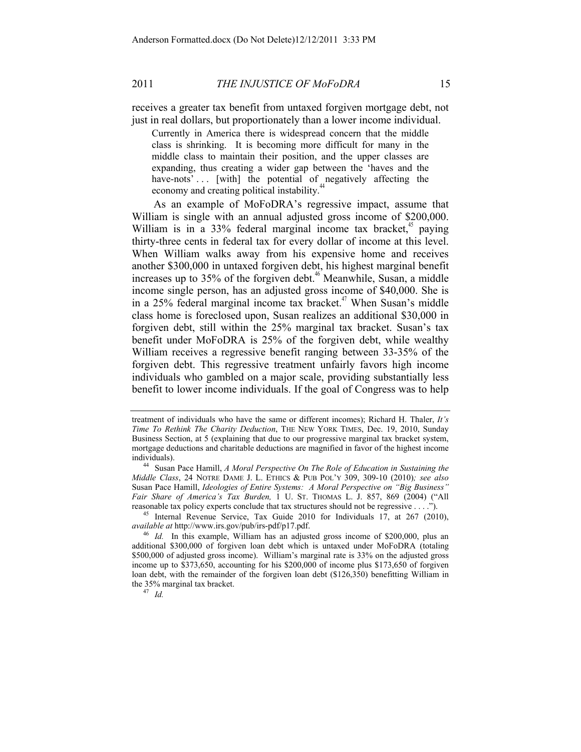receives a greater tax benefit from untaxed forgiven mortgage debt, not just in real dollars, but proportionately than a lower income individual.

> Currently in America there is widespread concern that the middle class is shrinking. It is becoming more difficult for many in the middle class to maintain their position, and the upper classes are expanding, thus creating a wider gap between the 'haves and the have-nots' . . . [with] the potential of negatively affecting the economy and creating political instability.[44]

As an example of MoFoDRA's regressive impact, assume that William is single with an annual adjusted gross income of $200,000. William is in a 33% federal marginal income tax bracket,[45] paying thirty-three cents in federal tax for every dollar of income at this level. When William walks away from his expensive home and receives another $300,000 in untaxed forgiven debt, his highest marginal benefit increases up to 35% of the forgiven debt.[46] Meanwhile, Susan, a middle income single person, has an adjusted gross income of $40,000. She is in a 25% federal marginal income tax bracket.[47] When Susan's middle class home is foreclosed upon, Susan realizes an additional $30,000 in forgiven debt, still within the 25% marginal tax bracket. Susan's tax benefit under MoFoDRA is 25% of the forgiven debt, while wealthy William receives a regressive benefit ranging between 33-35% of the forgiven debt. This regressive treatment unfairly favors high income individuals who gambled on a major scale, providing substantially less benefit to lower income individuals. If the goal of Congress was to help

---

treatment of individuals who have the same or different incomes); Richard H. Thaler, *It's Time To Rethink The Charity Deduction*, THE NEW YORK TIMES, Dec. 19, 2010, Sunday Business Section, at 5 (explaining that due to our progressive marginal tax bracket system, mortgage deductions and charitable deductions are magnified in favor of the highest income individuals).

[44] Susan Pace Hamill, *A Moral Perspective On The Role of Education in Sustaining the Middle Class*, 24 NOTRE DAME J. L. ETHICS & PUB POL'Y 309, 309-10 (2010)*; see also* Susan Pace Hamill, *Ideologies of Entire Systems: A Moral Perspective on "Big Business" Fair Share of America's Tax Burden,* 1 U. ST. THOMAS L. J. 857, 869 (2004) ("All reasonable tax policy experts conclude that tax structures should not be regressive . . . .").

[45] Internal Revenue Service, Tax Guide 2010 for Individuals 17, at 267 (2010), *available at* http://www.irs.gov/pub/irs-pdf/p17.pdf.

[46] *Id.* In this example, William has an adjusted gross income of $200,000, plus an additional $300,000 of forgiven loan debt which is untaxed under MoFoDRA (totaling $500,000 of adjusted gross income). William's marginal rate is 33% on the adjusted gross income up to $373,650, accounting for his $200,000 of income plus $173,650 of forgiven loan debt, with the remainder of the forgiven loan debt ($126,350) benefitting William in the 35% marginal tax bracket.

[47] *Id.*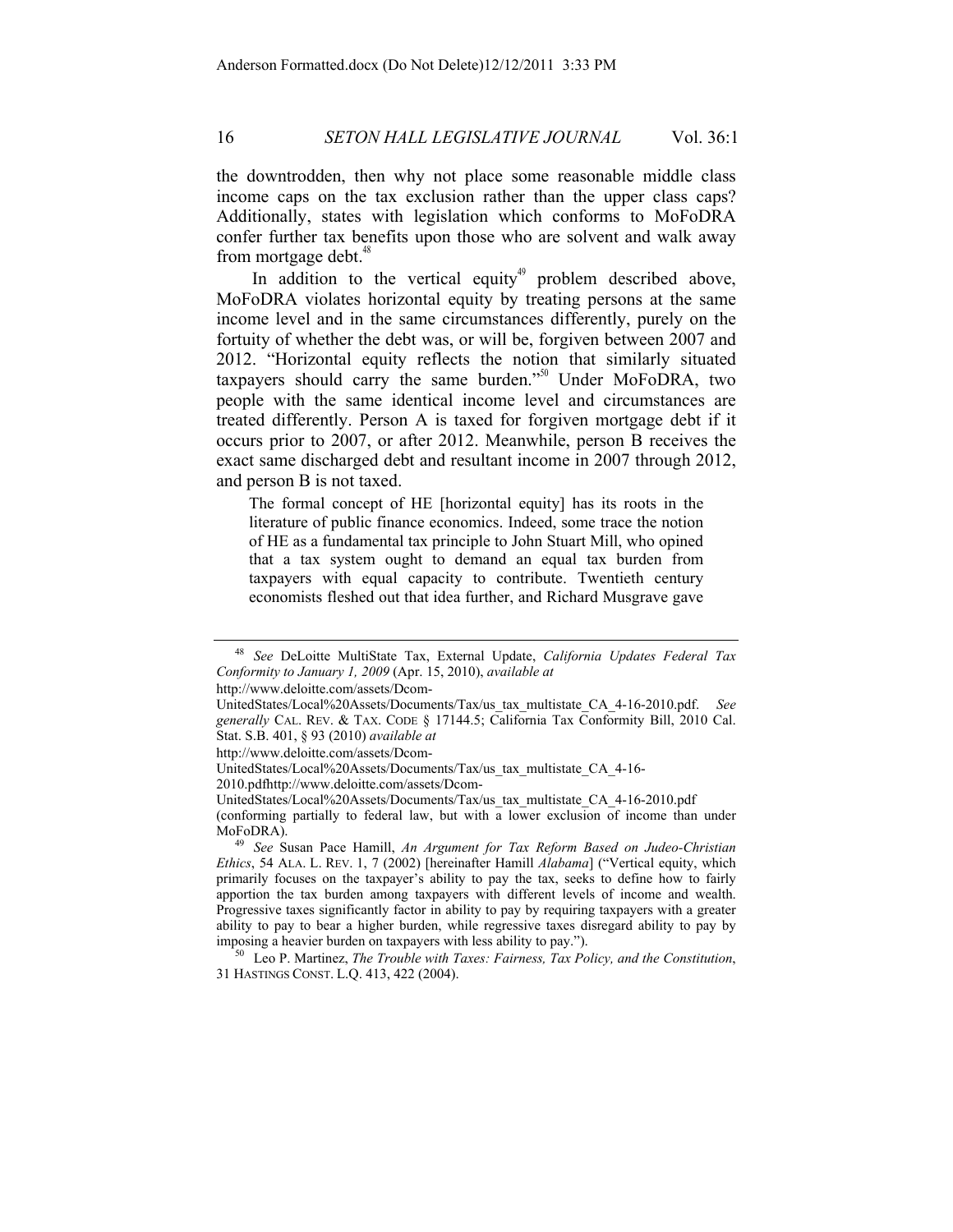the downtrodden, then why not place some reasonable middle class income caps on the tax exclusion rather than the upper class caps? Additionally, states with legislation which conforms to MoFoDRA confer further tax benefits upon those who are solvent and walk away from mortgage debt.[48]

In addition to the vertical equity[49] problem described above, MoFoDRA violates horizontal equity by treating persons at the same income level and in the same circumstances differently, purely on the fortuity of whether the debt was, or will be, forgiven between 2007 and 2012. "Horizontal equity reflects the notion that similarly situated taxpayers should carry the same burden."[50] Under MoFoDRA, two people with the same identical income level and circumstances are treated differently. Person A is taxed for forgiven mortgage debt if it occurs prior to 2007, or after 2012. Meanwhile, person B receives the exact same discharged debt and resultant income in 2007 through 2012, and person B is not taxed.

> The formal concept of HE [horizontal equity] has its roots in the literature of public finance economics. Indeed, some trace the notion of HE as a fundamental tax principle to John Stuart Mill, who opined that a tax system ought to demand an equal tax burden from taxpayers with equal capacity to contribute. Twentieth century economists fleshed out that idea further, and Richard Musgrave gave

---

[48] *See* DeLoitte MultiState Tax, External Update, *California Updates Federal Tax Conformity to January 1, 2009* (Apr. 15, 2010), *available at* http://www.deloitte.com/assets/Dcom-UnitedStates/Local%20Assets/Documents/Tax/us_tax_multistate_CA_4-16-2010.pdf. *See generally* CAL. REV. & TAX. CODE § 17144.5; California Tax Conformity Bill, 2010 Cal. Stat. S.B. 401, § 93 (2010) *available at* http://www.deloitte.com/assets/Dcom-UnitedStates/Local%20Assets/Documents/Tax/us_tax_multistate_CA_4-16-2010.pdfhttp://www.deloitte.com/assets/Dcom-UnitedStates/Local%20Assets/Documents/Tax/us_tax_multistate_CA_4-16-2010.pdf (conforming partially to federal law, but with a lower exclusion of income than under MoFoDRA).

[49] *See* Susan Pace Hamill, *An Argument for Tax Reform Based on Judeo-Christian Ethics*, 54 ALA. L. REV. 1, 7 (2002) [hereinafter Hamill *Alabama*] ("Vertical equity, which primarily focuses on the taxpayer's ability to pay the tax, seeks to define how to fairly apportion the tax burden among taxpayers with different levels of income and wealth. Progressive taxes significantly factor in ability to pay by requiring taxpayers with a greater ability to pay to bear a higher burden, while regressive taxes disregard ability to pay by imposing a heavier burden on taxpayers with less ability to pay.").

[50] Leo P. Martinez, *The Trouble with Taxes: Fairness, Tax Policy, and the Constitution*, 31 HASTINGS CONST. L.Q. 413, 422 (2004).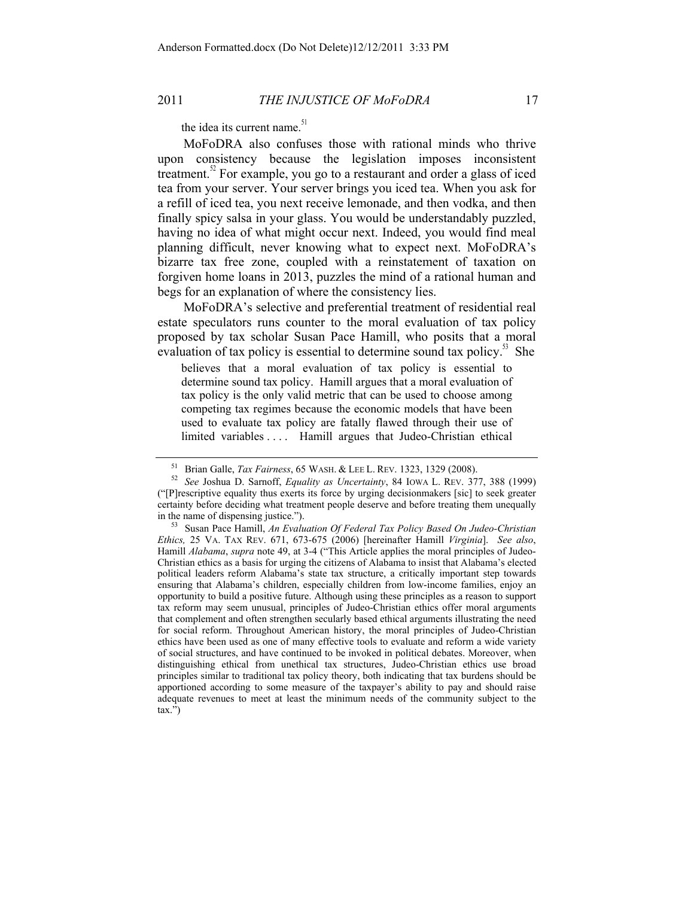the idea its current name.[51]

MoFoDRA also confuses those with rational minds who thrive upon consistency because the legislation imposes inconsistent treatment.[52] For example, you go to a restaurant and order a glass of iced tea from your server. Your server brings you iced tea. When you ask for a refill of iced tea, you next receive lemonade, and then vodka, and then finally spicy salsa in your glass. You would be understandably puzzled, having no idea of what might occur next. Indeed, you would find meal planning difficult, never knowing what to expect next. MoFoDRA's bizarre tax free zone, coupled with a reinstatement of taxation on forgiven home loans in 2013, puzzles the mind of a rational human and begs for an explanation of where the consistency lies.

MoFoDRA's selective and preferential treatment of residential real estate speculators runs counter to the moral evaluation of tax policy proposed by tax scholar Susan Pace Hamill, who posits that a moral evaluation of tax policy is essential to determine sound tax policy.[53] She

> believes that a moral evaluation of tax policy is essential to determine sound tax policy. Hamill argues that a moral evaluation of tax policy is the only valid metric that can be used to choose among competing tax regimes because the economic models that have been used to evaluate tax policy are fatally flawed through their use of limited variables . . . . Hamill argues that Judeo-Christian ethical

---

[51] Brian Galle, *Tax Fairness*, 65 WASH. & LEE L. REV. 1323, 1329 (2008).

[52] *See* Joshua D. Sarnoff, *Equality as Uncertainty*, 84 IOWA L. REV. 377, 388 (1999) ("[P]rescriptive equality thus exerts its force by urging decisionmakers [sic] to seek greater certainty before deciding what treatment people deserve and before treating them unequally in the name of dispensing justice.").

[53] Susan Pace Hamill, *An Evaluation Of Federal Tax Policy Based On Judeo-Christian Ethics,* 25 VA. TAX REV. 671, 673-675 (2006) [hereinafter Hamill *Virginia*]. *See also*, Hamill *Alabama*, *supra* note 49, at 3-4 ("This Article applies the moral principles of Judeo-Christian ethics as a basis for urging the citizens of Alabama to insist that Alabama's elected political leaders reform Alabama's state tax structure, a critically important step towards ensuring that Alabama's children, especially children from low-income families, enjoy an opportunity to build a positive future. Although using these principles as a reason to support tax reform may seem unusual, principles of Judeo-Christian ethics offer moral arguments that complement and often strengthen secularly based ethical arguments illustrating the need for social reform. Throughout American history, the moral principles of Judeo-Christian ethics have been used as one of many effective tools to evaluate and reform a wide variety of social structures, and have continued to be invoked in political debates. Moreover, when distinguishing ethical from unethical tax structures, Judeo-Christian ethics use broad principles similar to traditional tax policy theory, both indicating that tax burdens should be apportioned according to some measure of the taxpayer's ability to pay and should raise adequate revenues to meet at least the minimum needs of the community subject to the tax.")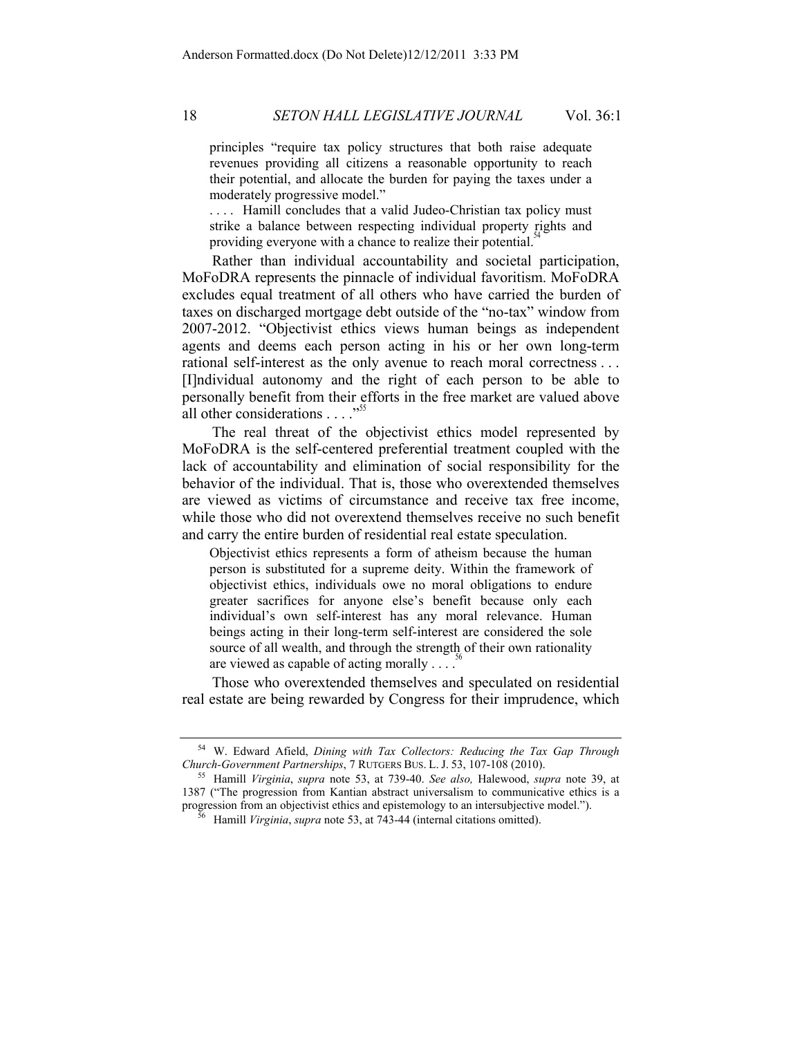> principles "require tax policy structures that both raise adequate revenues providing all citizens a reasonable opportunity to reach their potential, and allocate the burden for paying the taxes under a moderately progressive model."
>
> . . . . Hamill concludes that a valid Judeo-Christian tax policy must strike a balance between respecting individual property rights and providing everyone with a chance to realize their potential.[54]

Rather than individual accountability and societal participation, MoFoDRA represents the pinnacle of individual favoritism. MoFoDRA excludes equal treatment of all others who have carried the burden of taxes on discharged mortgage debt outside of the "no-tax" window from 2007-2012. "Objectivist ethics views human beings as independent agents and deems each person acting in his or her own long-term rational self-interest as the only avenue to reach moral correctness . . . [I]ndividual autonomy and the right of each person to be able to personally benefit from their efforts in the free market are valued above all other considerations . . . ."[55]

The real threat of the objectivist ethics model represented by MoFoDRA is the self-centered preferential treatment coupled with the lack of accountability and elimination of social responsibility for the behavior of the individual. That is, those who overextended themselves are viewed as victims of circumstance and receive tax free income, while those who did not overextend themselves receive no such benefit and carry the entire burden of residential real estate speculation.

> Objectivist ethics represents a form of atheism because the human person is substituted for a supreme deity. Within the framework of objectivist ethics, individuals owe no moral obligations to endure greater sacrifices for anyone else's benefit because only each individual's own self-interest has any moral relevance. Human beings acting in their long-term self-interest are considered the sole source of all wealth, and through the strength of their own rationality are viewed as capable of acting morally . . . .[56]

Those who overextended themselves and speculated on residential real estate are being rewarded by Congress for their imprudence, which

---

[54] W. Edward Afield, *Dining with Tax Collectors: Reducing the Tax Gap Through Church-Government Partnerships*, 7 RUTGERS BUS. L. J. 53, 107-108 (2010).

[55] Hamill *Virginia*, *supra* note 53, at 739-40. *See also,* Halewood, *supra* note 39, at 1387 ("The progression from Kantian abstract universalism to communicative ethics is a progression from an objectivist ethics and epistemology to an intersubjective model.").

[56] Hamill *Virginia*, *supra* note 53, at 743-44 (internal citations omitted).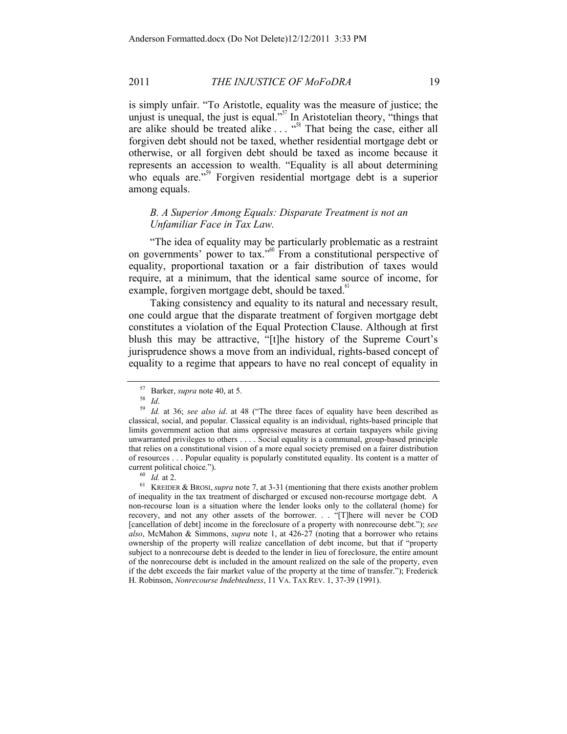is simply unfair. "To Aristotle, equality was the measure of justice; the unjust is unequal, the just is equal."[57] In Aristotelian theory, "things that are alike should be treated alike . . . "[58] That being the case, either all forgiven debt should not be taxed, whether residential mortgage debt or otherwise, or all forgiven debt should be taxed as income because it represents an accession to wealth. "Equality is all about determining who equals are."[59] Forgiven residential mortgage debt is a superior among equals.

### *B. A Superior Among Equals: Disparate Treatment is not an Unfamiliar Face in Tax Law.*

"The idea of equality may be particularly problematic as a restraint on governments' power to tax."[60] From a constitutional perspective of equality, proportional taxation or a fair distribution of taxes would require, at a minimum, that the identical same source of income, for example, forgiven mortgage debt, should be taxed.[61]

Taking consistency and equality to its natural and necessary result, one could argue that the disparate treatment of forgiven mortgage debt constitutes a violation of the Equal Protection Clause. Although at first blush this may be attractive, "[t]he history of the Supreme Court's jurisprudence shows a move from an individual, rights-based concept of equality to a regime that appears to have no real concept of equality in

---

[57] Barker, *supra* note 40, at 5.

[58] *Id*.

[59] *Id.* at 36; *see also id*. at 48 ("The three faces of equality have been described as classical, social, and popular. Classical equality is an individual, rights-based principle that limits government action that aims oppressive measures at certain taxpayers while giving unwarranted privileges to others . . . . Social equality is a communal, group-based principle that relies on a constitutional vision of a more equal society premised on a fairer distribution of resources . . . Popular equality is popularly constituted equality. Its content is a matter of current political choice.").

[60] *Id.* at 2.

[61] KREIDER & BROSI, *supra* note 7, at 3-31 (mentioning that there exists another problem of inequality in the tax treatment of discharged or excused non-recourse mortgage debt. A non-recourse loan is a situation where the lender looks only to the collateral (home) for recovery, and not any other assets of the borrower. . . "[T]here will never be COD [cancellation of debt] income in the foreclosure of a property with nonrecourse debt."); *see also*, McMahon & Simmons, *supra* note 1, at 426-27 (noting that a borrower who retains ownership of the property will realize cancellation of debt income, but that if "property subject to a nonrecourse debt is deeded to the lender in lieu of foreclosure, the entire amount of the nonrecourse debt is included in the amount realized on the sale of the property, even if the debt exceeds the fair market value of the property at the time of transfer."); Frederick H. Robinson, *Nonrecourse Indebtedness*, 11 VA. TAX REV. 1, 37-39 (1991).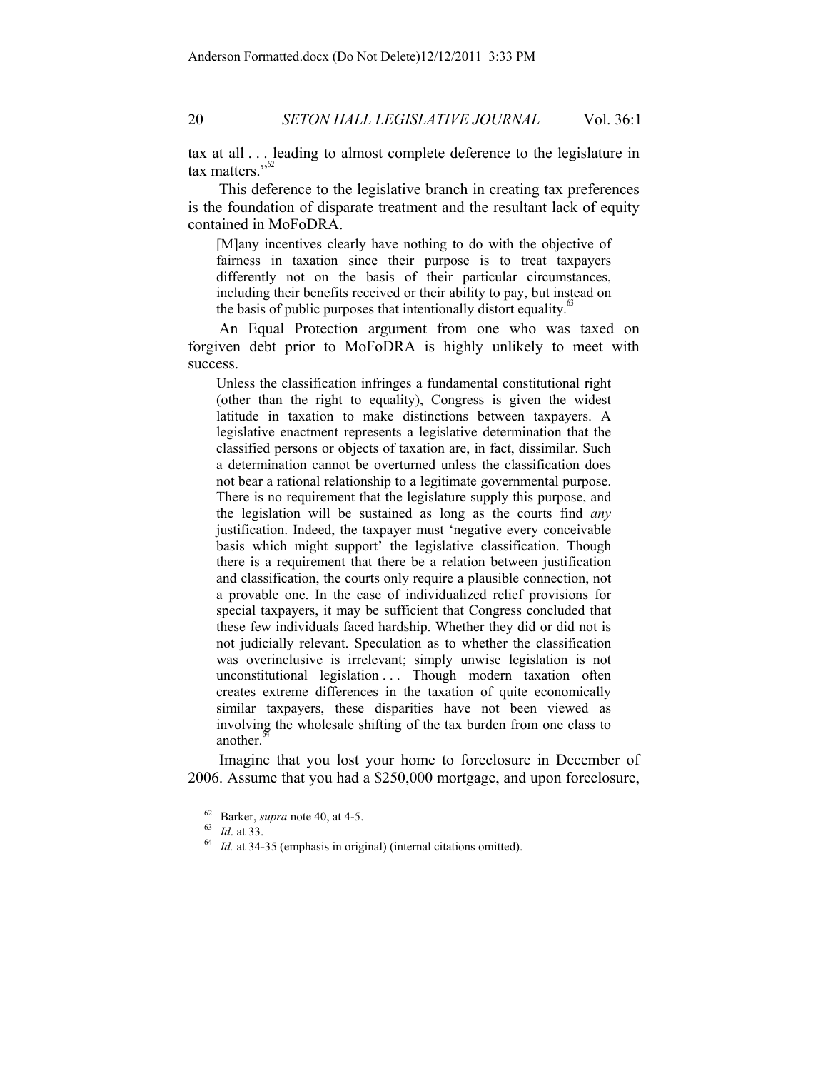tax at all . . . leading to almost complete deference to the legislature in tax matters."[62]

This deference to the legislative branch in creating tax preferences is the foundation of disparate treatment and the resultant lack of equity contained in MoFoDRA.

> [M]any incentives clearly have nothing to do with the objective of fairness in taxation since their purpose is to treat taxpayers differently not on the basis of their particular circumstances, including their benefits received or their ability to pay, but instead on the basis of public purposes that intentionally distort equality.[63]

An Equal Protection argument from one who was taxed on forgiven debt prior to MoFoDRA is highly unlikely to meet with success.

> Unless the classification infringes a fundamental constitutional right (other than the right to equality), Congress is given the widest latitude in taxation to make distinctions between taxpayers. A legislative enactment represents a legislative determination that the classified persons or objects of taxation are, in fact, dissimilar. Such a determination cannot be overturned unless the classification does not bear a rational relationship to a legitimate governmental purpose. There is no requirement that the legislature supply this purpose, and the legislation will be sustained as long as the courts find *any* justification. Indeed, the taxpayer must 'negative every conceivable basis which might support' the legislative classification. Though there is a requirement that there be a relation between justification and classification, the courts only require a plausible connection, not a provable one. In the case of individualized relief provisions for special taxpayers, it may be sufficient that Congress concluded that these few individuals faced hardship. Whether they did or did not is not judicially relevant. Speculation as to whether the classification was overinclusive is irrelevant; simply unwise legislation is not unconstitutional legislation . . . Though modern taxation often creates extreme differences in the taxation of quite economically similar taxpayers, these disparities have not been viewed as involving the wholesale shifting of the tax burden from one class to another.[64]

Imagine that you lost your home to foreclosure in December of 2006. Assume that you had a $250,000 mortgage, and upon foreclosure,

---

[62] Barker, *supra* note 40, at 4-5.

[63] *Id*. at 33.

[64] *Id.* at 34-35 (emphasis in original) (internal citations omitted).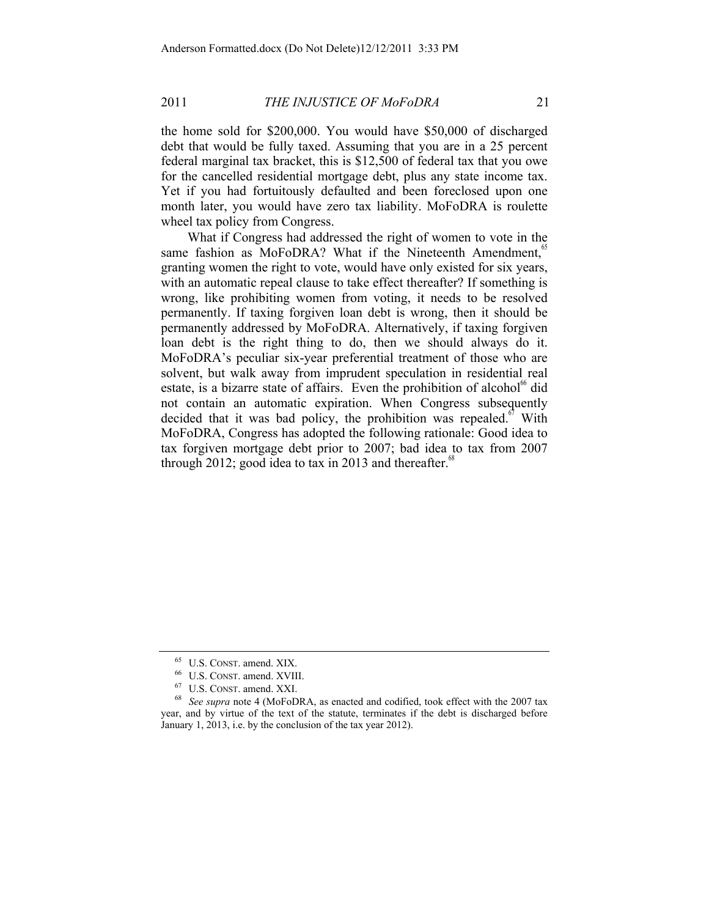the home sold for $200,000. You would have $50,000 of discharged debt that would be fully taxed. Assuming that you are in a 25 percent federal marginal tax bracket, this is $12,500 of federal tax that you owe for the cancelled residential mortgage debt, plus any state income tax. Yet if you had fortuitously defaulted and been foreclosed upon one month later, you would have zero tax liability. MoFoDRA is roulette wheel tax policy from Congress.

What if Congress had addressed the right of women to vote in the same fashion as MoFoDRA? What if the Nineteenth Amendment,[65] granting women the right to vote, would have only existed for six years, with an automatic repeal clause to take effect thereafter? If something is wrong, like prohibiting women from voting, it needs to be resolved permanently. If taxing forgiven loan debt is wrong, then it should be permanently addressed by MoFoDRA. Alternatively, if taxing forgiven loan debt is the right thing to do, then we should always do it. MoFoDRA's peculiar six-year preferential treatment of those who are solvent, but walk away from imprudent speculation in residential real estate, is a bizarre state of affairs. Even the prohibition of alcohol[66] did not contain an automatic expiration. When Congress subsequently decided that it was bad policy, the prohibition was repealed.[67] With MoFoDRA, Congress has adopted the following rationale: Good idea to tax forgiven mortgage debt prior to 2007; bad idea to tax from 2007 through 2012; good idea to tax in 2013 and thereafter.[68]

---

[65] U.S. CONST. amend. XIX.

[66] U.S. CONST. amend. XVIII.

[67] U.S. CONST. amend. XXI.

[68] *See supra* note 4 (MoFoDRA, as enacted and codified, took effect with the 2007 tax year, and by virtue of the text of the statute, terminates if the debt is discharged before January 1, 2013, i.e. by the conclusion of the tax year 2012).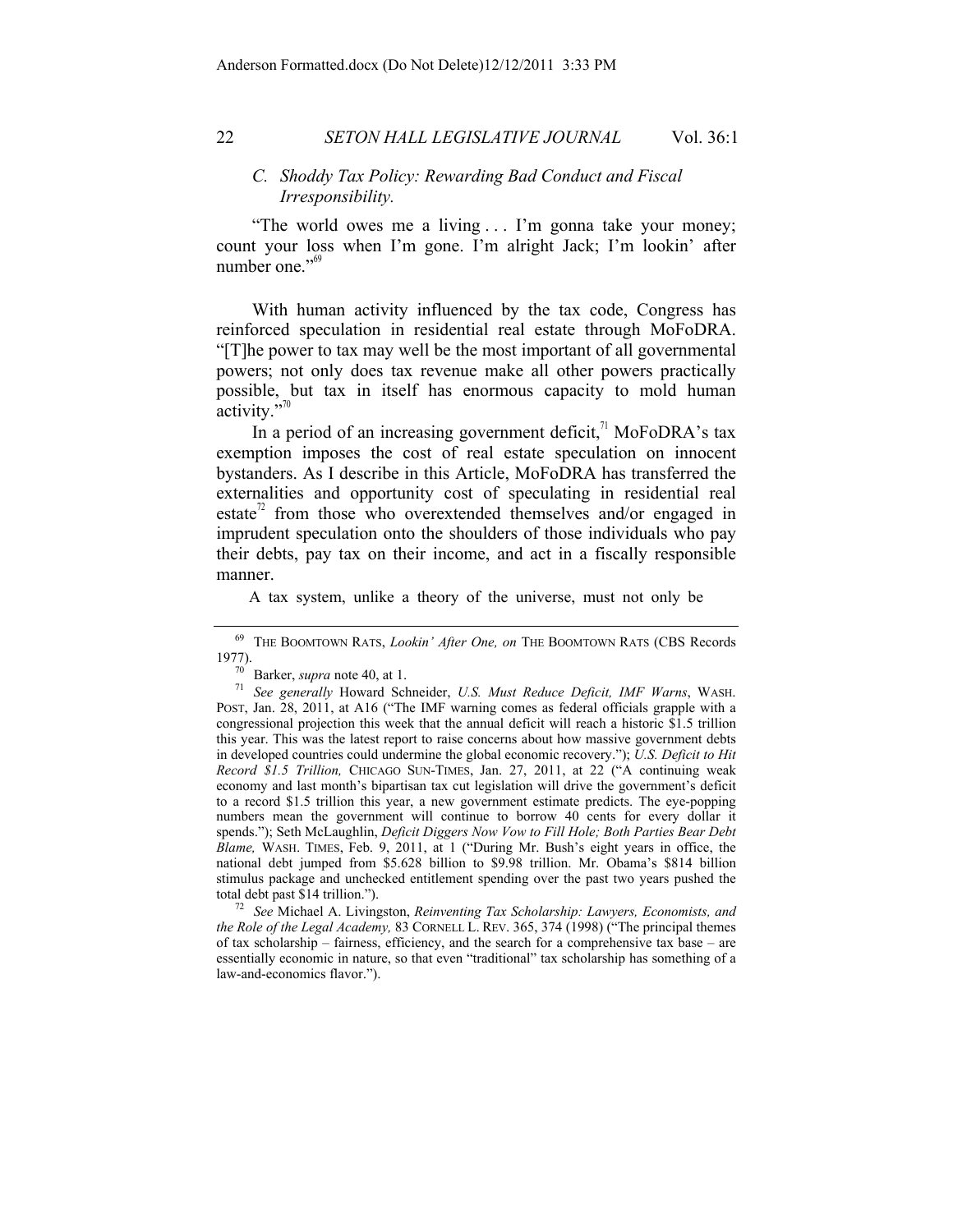### *C. Shoddy Tax Policy: Rewarding Bad Conduct and Fiscal Irresponsibility.*

"The world owes me a living . . . I'm gonna take your money; count your loss when I'm gone. I'm alright Jack; I'm lookin' after number one."[69]

With human activity influenced by the tax code, Congress has reinforced speculation in residential real estate through MoFoDRA. "[T]he power to tax may well be the most important of all governmental powers; not only does tax revenue make all other powers practically possible, but tax in itself has enormous capacity to mold human activity."[70]

In a period of an increasing government deficit,[71] MoFoDRA's tax exemption imposes the cost of real estate speculation on innocent bystanders. As I describe in this Article, MoFoDRA has transferred the externalities and opportunity cost of speculating in residential real estate[72] from those who overextended themselves and/or engaged in imprudent speculation onto the shoulders of those individuals who pay their debts, pay tax on their income, and act in a fiscally responsible manner.

A tax system, unlike a theory of the universe, must not only be

---

[69] THE BOOMTOWN RATS, *Lookin' After One, on* THE BOOMTOWN RATS (CBS Records 1977).

[70] Barker, *supra* note 40, at 1.

[71] *See generally* Howard Schneider, *U.S. Must Reduce Deficit, IMF Warns*, WASH. POST, Jan. 28, 2011, at A16 ("The IMF warning comes as federal officials grapple with a congressional projection this week that the annual deficit will reach a historic $1.5 trillion this year. This was the latest report to raise concerns about how massive government debts in developed countries could undermine the global economic recovery."); *U.S. Deficit to Hit Record $1.5 Trillion,* CHICAGO SUN-TIMES, Jan. 27, 2011, at 22 ("A continuing weak economy and last month's bipartisan tax cut legislation will drive the government's deficit to a record $1.5 trillion this year, a new government estimate predicts. The eye-popping numbers mean the government will continue to borrow 40 cents for every dollar it spends."); Seth McLaughlin, *Deficit Diggers Now Vow to Fill Hole; Both Parties Bear Debt Blame,* WASH. TIMES, Feb. 9, 2011, at 1 ("During Mr. Bush's eight years in office, the national debt jumped from $5.628 billion to $9.98 trillion. Mr. Obama's $814 billion stimulus package and unchecked entitlement spending over the past two years pushed the total debt past $14 trillion.").

[72] *See* Michael A. Livingston, *Reinventing Tax Scholarship: Lawyers, Economists, and the Role of the Legal Academy,* 83 CORNELL L. REV. 365, 374 (1998) ("The principal themes of tax scholarship – fairness, efficiency, and the search for a comprehensive tax base – are essentially economic in nature, so that even "traditional" tax scholarship has something of a law-and-economics flavor.").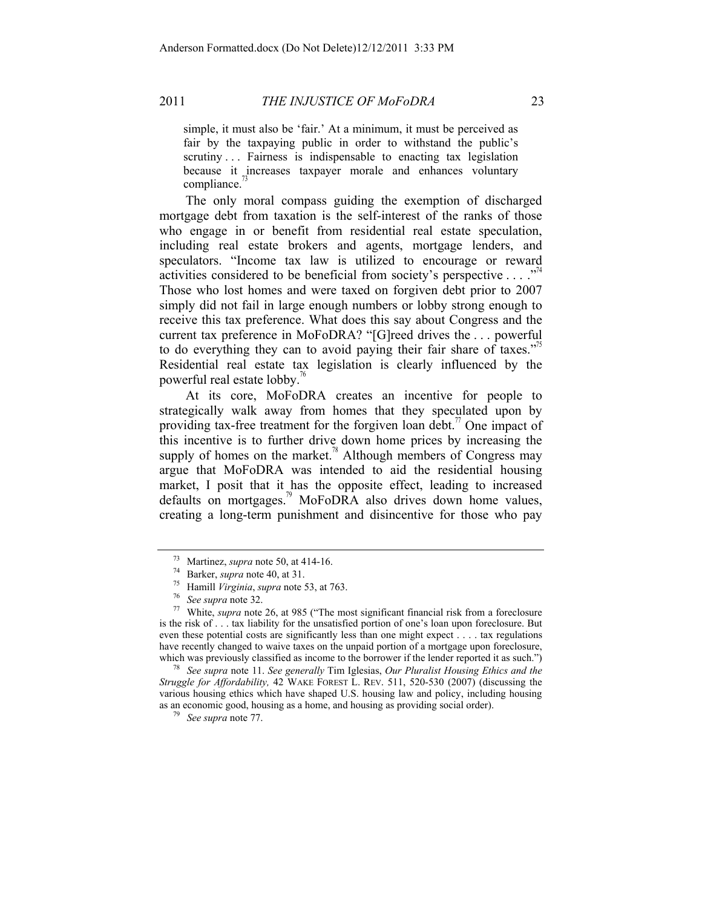> simple, it must also be 'fair.' At a minimum, it must be perceived as fair by the taxpaying public in order to withstand the public's scrutiny . . . Fairness is indispensable to enacting tax legislation because it increases taxpayer morale and enhances voluntary compliance.[73]

The only moral compass guiding the exemption of discharged mortgage debt from taxation is the self-interest of the ranks of those who engage in or benefit from residential real estate speculation, including real estate brokers and agents, mortgage lenders, and speculators. "Income tax law is utilized to encourage or reward activities considered to be beneficial from society's perspective . . . ."[74] Those who lost homes and were taxed on forgiven debt prior to 2007 simply did not fail in large enough numbers or lobby strong enough to receive this tax preference. What does this say about Congress and the current tax preference in MoFoDRA? "[G]reed drives the . . . powerful to do everything they can to avoid paying their fair share of taxes."[75] Residential real estate tax legislation is clearly influenced by the powerful real estate lobby.[76]

At its core, MoFoDRA creates an incentive for people to strategically walk away from homes that they speculated upon by providing tax-free treatment for the forgiven loan debt.[77] One impact of this incentive is to further drive down home prices by increasing the supply of homes on the market.[78] Although members of Congress may argue that MoFoDRA was intended to aid the residential housing market, I posit that it has the opposite effect, leading to increased defaults on mortgages.[79] MoFoDRA also drives down home values, creating a long-term punishment and disincentive for those who pay

---

[73] Martinez, *supra* note 50, at 414-16.

[74] Barker, *supra* note 40, at 31.

[75] Hamill *Virginia*, *supra* note 53, at 763.

[76] *See supra* note 32.

[77] White, *supra* note 26, at 985 ("The most significant financial risk from a foreclosure is the risk of . . . tax liability for the unsatisfied portion of one's loan upon foreclosure. But even these potential costs are significantly less than one might expect . . . . tax regulations have recently changed to waive taxes on the unpaid portion of a mortgage upon foreclosure, which was previously classified as income to the borrower if the lender reported it as such.")

[78] *See supra* note 11. *See generally* Tim Iglesias, *Our Pluralist Housing Ethics and the Struggle for Affordability,* 42 WAKE FOREST L. REV. 511, 520-530 (2007) (discussing the various housing ethics which have shaped U.S. housing law and policy, including housing as an economic good, housing as a home, and housing as providing social order).

[79] *See supra* note 77.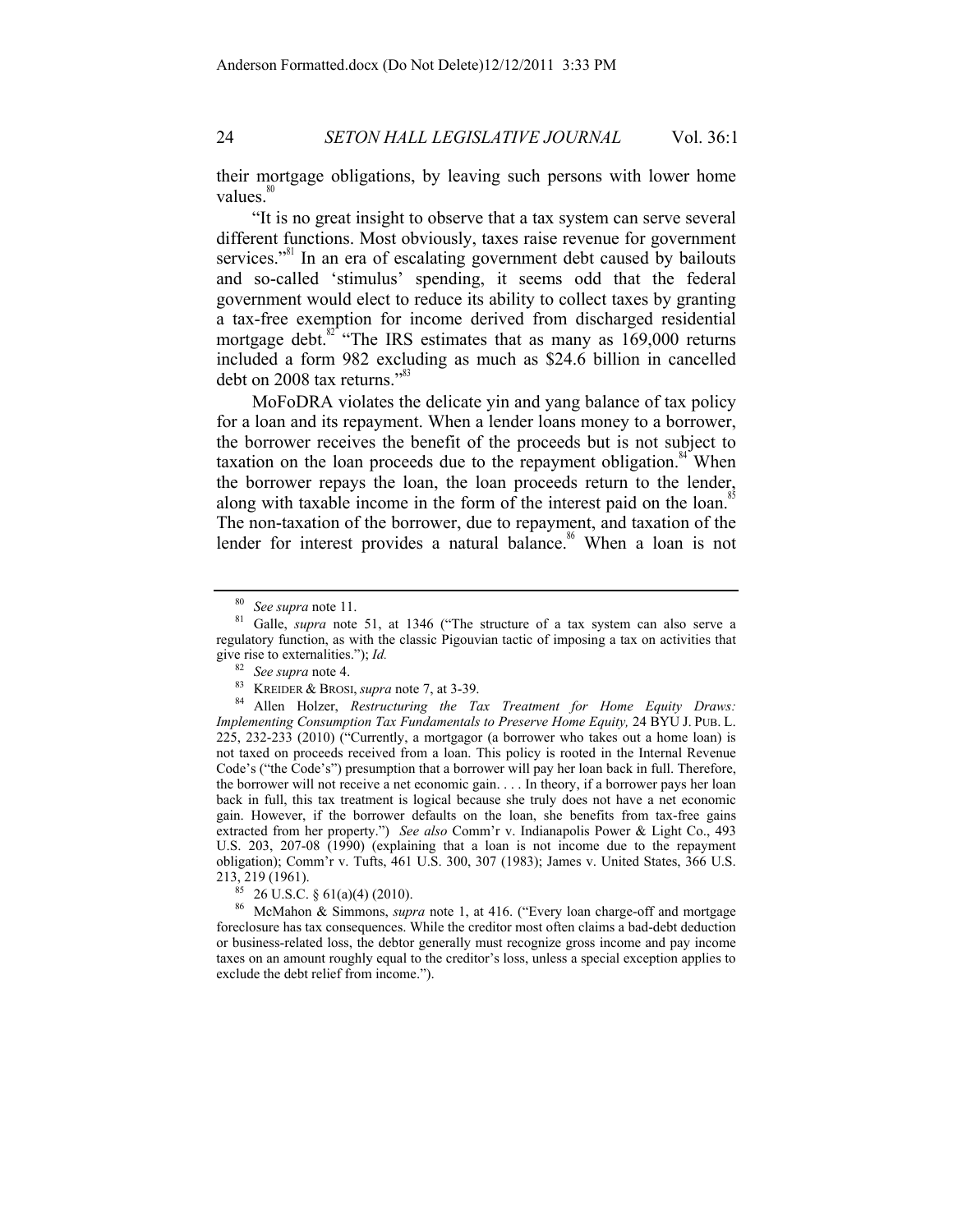their mortgage obligations, by leaving such persons with lower home values.[80]

"It is no great insight to observe that a tax system can serve several different functions. Most obviously, taxes raise revenue for government services."[81] In an era of escalating government debt caused by bailouts and so-called 'stimulus' spending, it seems odd that the federal government would elect to reduce its ability to collect taxes by granting a tax-free exemption for income derived from discharged residential mortgage debt.[82] "The IRS estimates that as many as 169,000 returns included a form 982 excluding as much as $24.6 billion in cancelled debt on 2008 tax returns."[83]

MoFoDRA violates the delicate yin and yang balance of tax policy for a loan and its repayment. When a lender loans money to a borrower, the borrower receives the benefit of the proceeds but is not subject to taxation on the loan proceeds due to the repayment obligation.[84] When the borrower repays the loan, the loan proceeds return to the lender, along with taxable income in the form of the interest paid on the loan.[85] The non-taxation of the borrower, due to repayment, and taxation of the lender for interest provides a natural balance.[86] When a loan is not

---

[80] *See supra* note 11.

[81] Galle, *supra* note 51, at 1346 ("The structure of a tax system can also serve a regulatory function, as with the classic Pigouvian tactic of imposing a tax on activities that give rise to externalities."); *Id.*

[82] *See supra* note 4.

[83] KREIDER & BROSI, *supra* note 7, at 3-39.

[84] Allen Holzer, *Restructuring the Tax Treatment for Home Equity Draws: Implementing Consumption Tax Fundamentals to Preserve Home Equity,* 24 BYU J. PUB. L. 225, 232-233 (2010) ("Currently, a mortgagor (a borrower who takes out a home loan) is not taxed on proceeds received from a loan. This policy is rooted in the Internal Revenue Code's ("the Code's") presumption that a borrower will pay her loan back in full. Therefore, the borrower will not receive a net economic gain. . . . In theory, if a borrower pays her loan back in full, this tax treatment is logical because she truly does not have a net economic gain. However, if the borrower defaults on the loan, she benefits from tax-free gains extracted from her property.") *See also* Comm'r v. Indianapolis Power & Light Co., 493 U.S. 203, 207-08 (1990) (explaining that a loan is not income due to the repayment obligation); Comm'r v. Tufts, 461 U.S. 300, 307 (1983); James v. United States, 366 U.S. 213, 219 (1961).

[85] 26 U.S.C. § 61(a)(4) (2010).

[86] McMahon & Simmons, *supra* note 1, at 416. ("Every loan charge-off and mortgage foreclosure has tax consequences. While the creditor most often claims a bad-debt deduction or business-related loss, the debtor generally must recognize gross income and pay income taxes on an amount roughly equal to the creditor's loss, unless a special exception applies to exclude the debt relief from income.").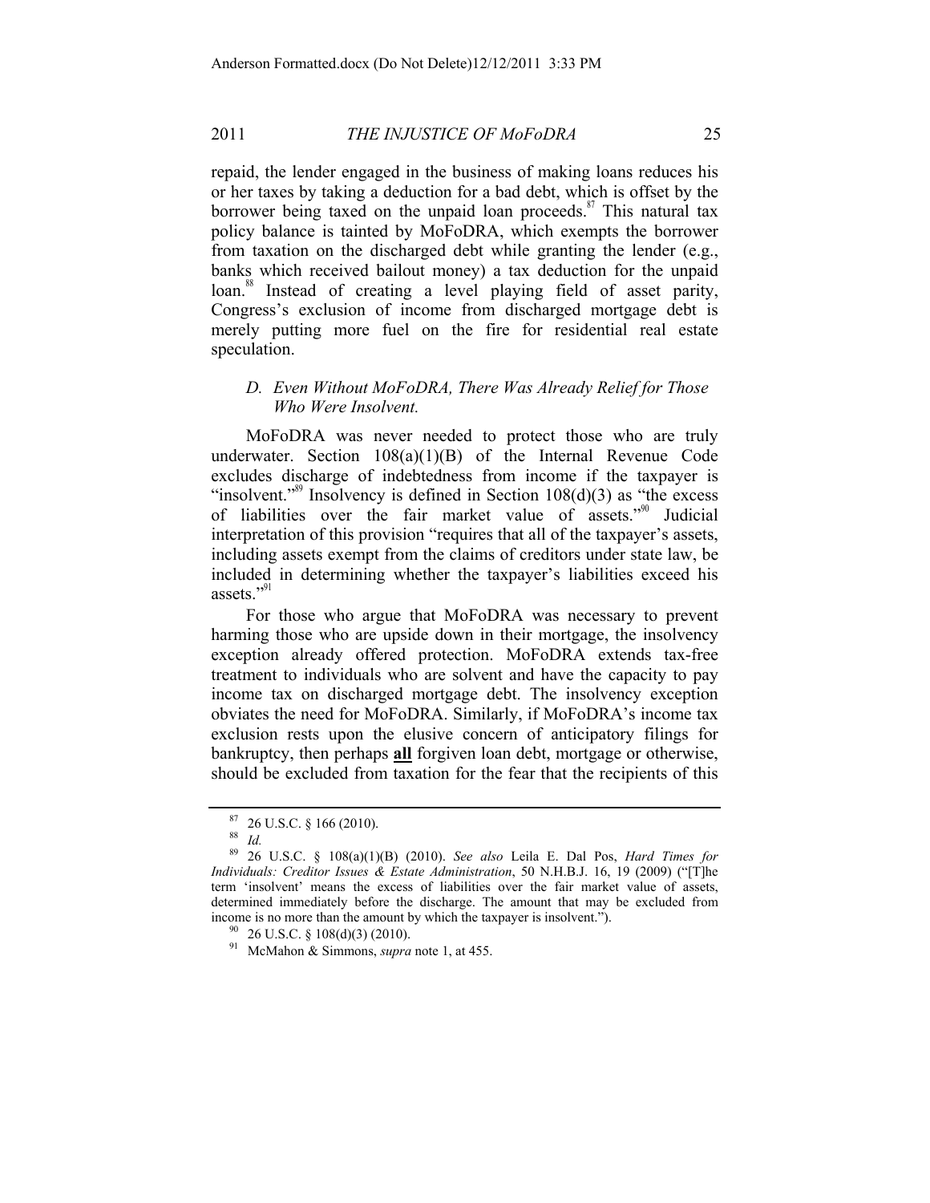repaid, the lender engaged in the business of making loans reduces his or her taxes by taking a deduction for a bad debt, which is offset by the borrower being taxed on the unpaid loan proceeds.[87] This natural tax policy balance is tainted by MoFoDRA, which exempts the borrower from taxation on the discharged debt while granting the lender (e.g., banks which received bailout money) a tax deduction for the unpaid loan.[88] Instead of creating a level playing field of asset parity, Congress's exclusion of income from discharged mortgage debt is merely putting more fuel on the fire for residential real estate speculation.

### *D. Even Without MoFoDRA, There Was Already Relief for Those Who Were Insolvent.*

MoFoDRA was never needed to protect those who are truly underwater. Section 108(a)(1)(B) of the Internal Revenue Code excludes discharge of indebtedness from income if the taxpayer is "insolvent."[89] Insolvency is defined in Section 108(d)(3) as "the excess of liabilities over the fair market value of assets."[90] Judicial interpretation of this provision "requires that all of the taxpayer's assets, including assets exempt from the claims of creditors under state law, be included in determining whether the taxpayer's liabilities exceed his assets."[91]

For those who argue that MoFoDRA was necessary to prevent harming those who are upside down in their mortgage, the insolvency exception already offered protection. MoFoDRA extends tax-free treatment to individuals who are solvent and have the capacity to pay income tax on discharged mortgage debt. The insolvency exception obviates the need for MoFoDRA. Similarly, if MoFoDRA's income tax exclusion rests upon the elusive concern of anticipatory filings for bankruptcy, then perhaps **<u>all</u>** forgiven loan debt, mortgage or otherwise, should be excluded from taxation for the fear that the recipients of this

---

[87] 26 U.S.C. § 166 (2010).

[88] *Id.*

[89] 26 U.S.C. § 108(a)(1)(B) (2010). *See also* Leila E. Dal Pos, *Hard Times for Individuals: Creditor Issues & Estate Administration*, 50 N.H.B.J. 16, 19 (2009) ("[T]he term 'insolvent' means the excess of liabilities over the fair market value of assets, determined immediately before the discharge. The amount that may be excluded from income is no more than the amount by which the taxpayer is insolvent.").

[90] 26 U.S.C. § 108(d)(3) (2010).

[91] McMahon & Simmons, *supra* note 1, at 455.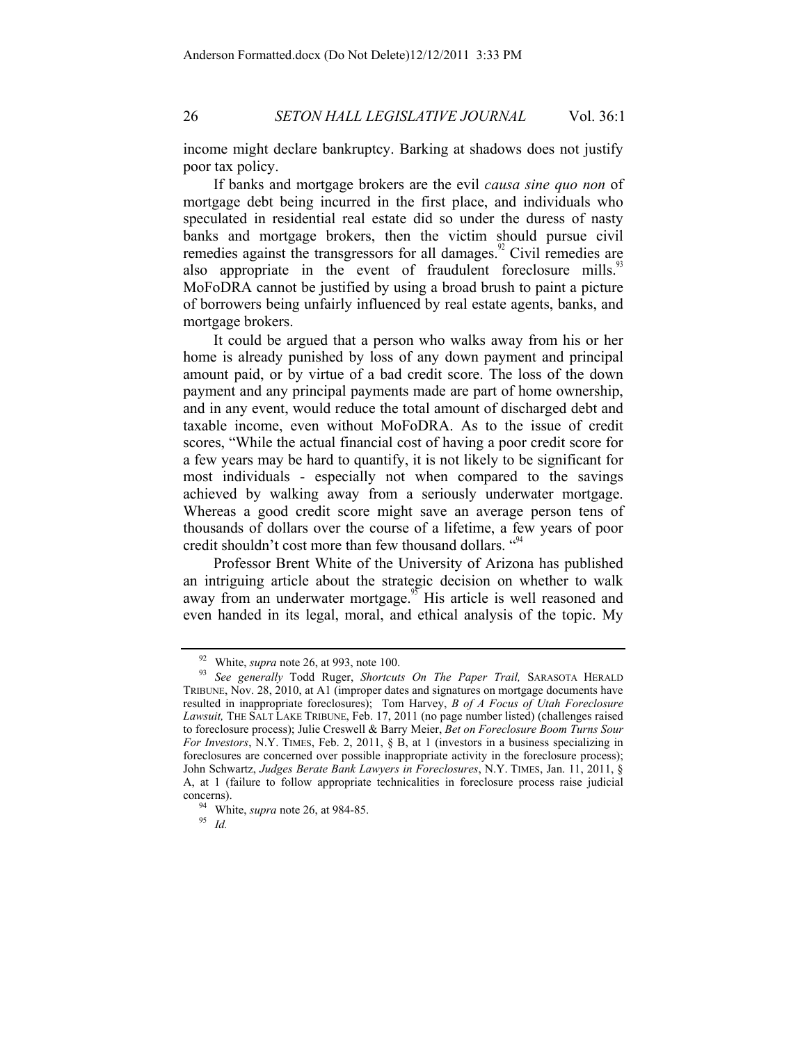income might declare bankruptcy. Barking at shadows does not justify poor tax policy.

If banks and mortgage brokers are the evil *causa sine quo non* of mortgage debt being incurred in the first place, and individuals who speculated in residential real estate did so under the duress of nasty banks and mortgage brokers, then the victim should pursue civil remedies against the transgressors for all damages.[92] Civil remedies are also appropriate in the event of fraudulent foreclosure mills.[93] MoFoDRA cannot be justified by using a broad brush to paint a picture of borrowers being unfairly influenced by real estate agents, banks, and mortgage brokers.

It could be argued that a person who walks away from his or her home is already punished by loss of any down payment and principal amount paid, or by virtue of a bad credit score. The loss of the down payment and any principal payments made are part of home ownership, and in any event, would reduce the total amount of discharged debt and taxable income, even without MoFoDRA. As to the issue of credit scores, "While the actual financial cost of having a poor credit score for a few years may be hard to quantify, it is not likely to be significant for most individuals - especially not when compared to the savings achieved by walking away from a seriously underwater mortgage. Whereas a good credit score might save an average person tens of thousands of dollars over the course of a lifetime, a few years of poor credit shouldn't cost more than few thousand dollars. "[94]

Professor Brent White of the University of Arizona has published an intriguing article about the strategic decision on whether to walk away from an underwater mortgage.[95] His article is well reasoned and even handed in its legal, moral, and ethical analysis of the topic. My

---

[92] White, *supra* note 26, at 993, note 100.

[93] *See generally* Todd Ruger, *Shortcuts On The Paper Trail,* SARASOTA HERALD TRIBUNE, Nov. 28, 2010, at A1 (improper dates and signatures on mortgage documents have resulted in inappropriate foreclosures); Tom Harvey, *B of A Focus of Utah Foreclosure Lawsuit,* THE SALT LAKE TRIBUNE, Feb. 17, 2011 (no page number listed) (challenges raised to foreclosure process); Julie Creswell & Barry Meier, *Bet on Foreclosure Boom Turns Sour For Investors*, N.Y. TIMES, Feb. 2, 2011, § B, at 1 (investors in a business specializing in foreclosures are concerned over possible inappropriate activity in the foreclosure process); John Schwartz, *Judges Berate Bank Lawyers in Foreclosures*, N.Y. TIMES, Jan. 11, 2011, § A, at 1 (failure to follow appropriate technicalities in foreclosure process raise judicial concerns).

[94] White, *supra* note 26, at 984-85.

[95] *Id.*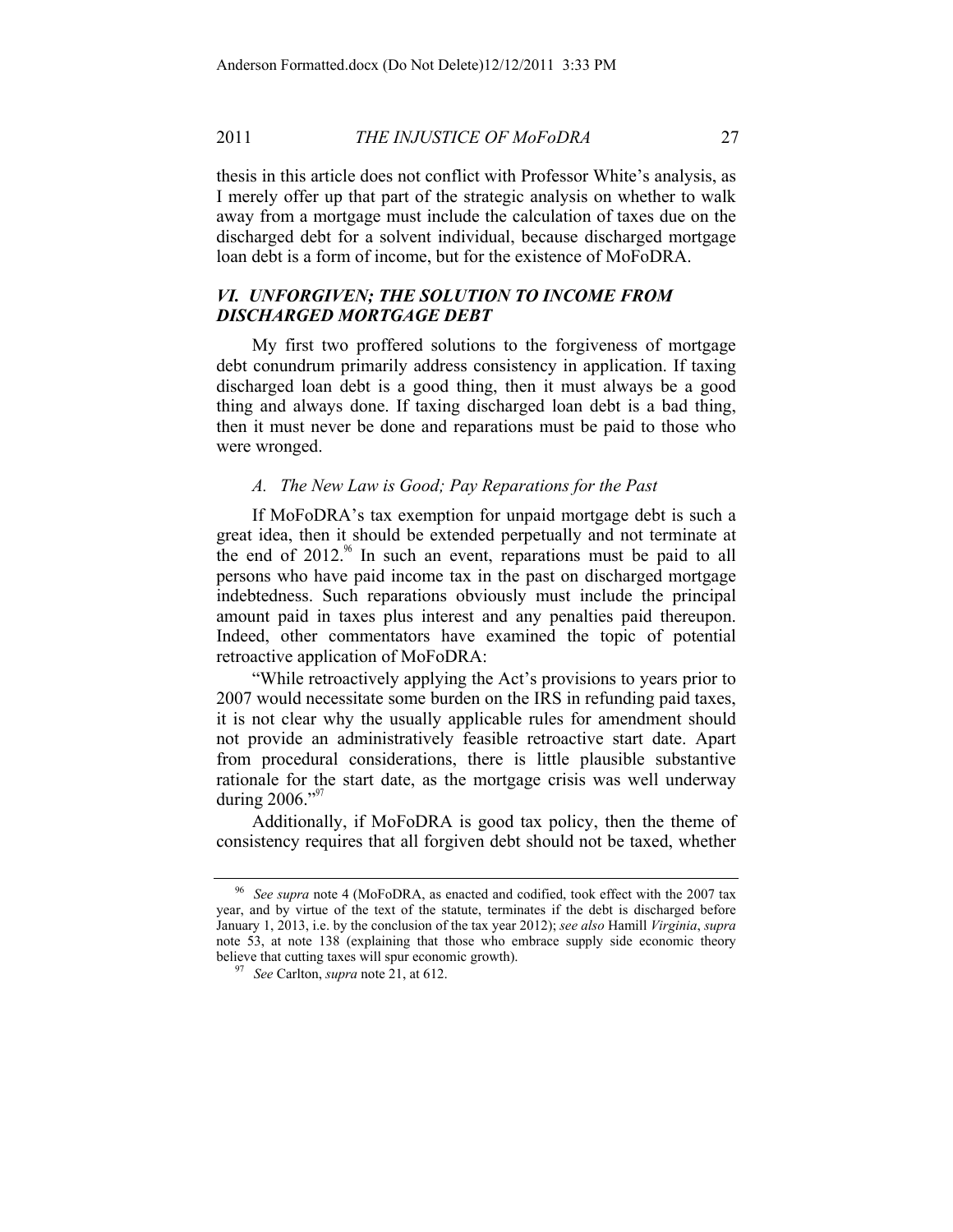thesis in this article does not conflict with Professor White's analysis, as I merely offer up that part of the strategic analysis on whether to walk away from a mortgage must include the calculation of taxes due on the discharged debt for a solvent individual, because discharged mortgage loan debt is a form of income, but for the existence of MoFoDRA.

## *VI. UNFORGIVEN; THE SOLUTION TO INCOME FROM DISCHARGED MORTGAGE DEBT*

My first two proffered solutions to the forgiveness of mortgage debt conundrum primarily address consistency in application. If taxing discharged loan debt is a good thing, then it must always be a good thing and always done. If taxing discharged loan debt is a bad thing, then it must never be done and reparations must be paid to those who were wronged.

### *A. The New Law is Good; Pay Reparations for the Past*

If MoFoDRA's tax exemption for unpaid mortgage debt is such a great idea, then it should be extended perpetually and not terminate at the end of 2012.[96] In such an event, reparations must be paid to all persons who have paid income tax in the past on discharged mortgage indebtedness. Such reparations obviously must include the principal amount paid in taxes plus interest and any penalties paid thereupon. Indeed, other commentators have examined the topic of potential retroactive application of MoFoDRA:

"While retroactively applying the Act's provisions to years prior to 2007 would necessitate some burden on the IRS in refunding paid taxes, it is not clear why the usually applicable rules for amendment should not provide an administratively feasible retroactive start date. Apart from procedural considerations, there is little plausible substantive rationale for the start date, as the mortgage crisis was well underway during 2006."[97]

Additionally, if MoFoDRA is good tax policy, then the theme of consistency requires that all forgiven debt should not be taxed, whether

---

[96] *See supra* note 4 (MoFoDRA, as enacted and codified, took effect with the 2007 tax year, and by virtue of the text of the statute, terminates if the debt is discharged before January 1, 2013, i.e. by the conclusion of the tax year 2012); *see also* Hamill *Virginia*, *supra* note 53, at note 138 (explaining that those who embrace supply side economic theory believe that cutting taxes will spur economic growth).

[97] *See* Carlton, *supra* note 21, at 612.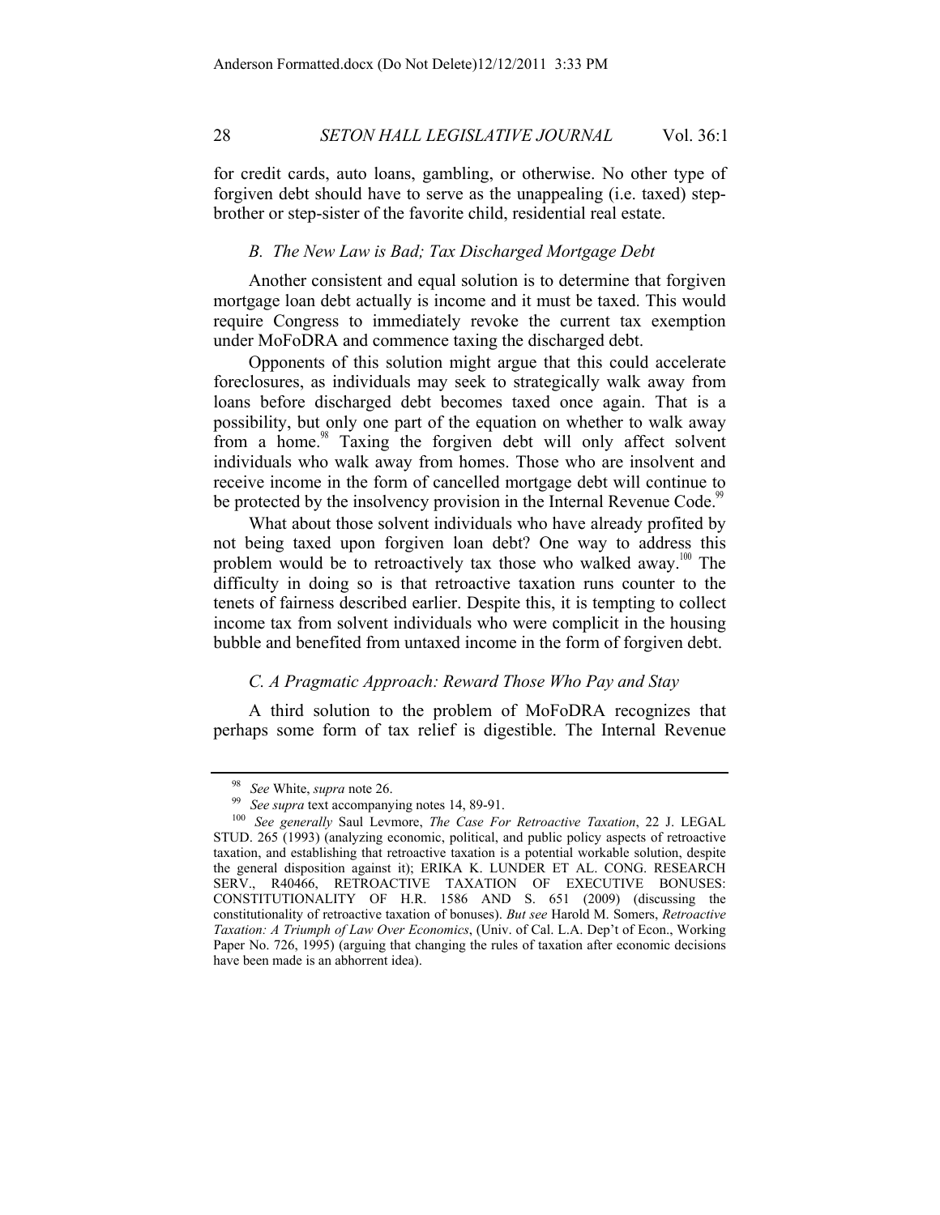for credit cards, auto loans, gambling, or otherwise. No other type of forgiven debt should have to serve as the unappealing (i.e. taxed) step-brother or step-sister of the favorite child, residential real estate.

### *B. The New Law is Bad; Tax Discharged Mortgage Debt*

Another consistent and equal solution is to determine that forgiven mortgage loan debt actually is income and it must be taxed. This would require Congress to immediately revoke the current tax exemption under MoFoDRA and commence taxing the discharged debt.

Opponents of this solution might argue that this could accelerate foreclosures, as individuals may seek to strategically walk away from loans before discharged debt becomes taxed once again. That is a possibility, but only one part of the equation on whether to walk away from a home.[98] Taxing the forgiven debt will only affect solvent individuals who walk away from homes. Those who are insolvent and receive income in the form of cancelled mortgage debt will continue to be protected by the insolvency provision in the Internal Revenue Code.[99]

What about those solvent individuals who have already profited by not being taxed upon forgiven loan debt? One way to address this problem would be to retroactively tax those who walked away.[100] The difficulty in doing so is that retroactive taxation runs counter to the tenets of fairness described earlier. Despite this, it is tempting to collect income tax from solvent individuals who were complicit in the housing bubble and benefited from untaxed income in the form of forgiven debt.

### *C. A Pragmatic Approach: Reward Those Who Pay and Stay*

A third solution to the problem of MoFoDRA recognizes that perhaps some form of tax relief is digestible. The Internal Revenue

---

[98] *See* White, *supra* note 26.

[99] *See supra* text accompanying notes 14, 89-91.

[100] *See generally* Saul Levmore, *The Case For Retroactive Taxation*, 22 J. LEGAL STUD. 265 (1993) (analyzing economic, political, and public policy aspects of retroactive taxation, and establishing that retroactive taxation is a potential workable solution, despite the general disposition against it); ERIKA K. LUNDER ET AL. CONG. RESEARCH SERV., R40466, RETROACTIVE TAXATION OF EXECUTIVE BONUSES: CONSTITUTIONALITY OF H.R. 1586 AND S. 651 (2009) (discussing the constitutionality of retroactive taxation of bonuses). *But see* Harold M. Somers, *Retroactive Taxation: A Triumph of Law Over Economics*, (Univ. of Cal. L.A. Dep't of Econ., Working Paper No. 726, 1995) (arguing that changing the rules of taxation after economic decisions have been made is an abhorrent idea).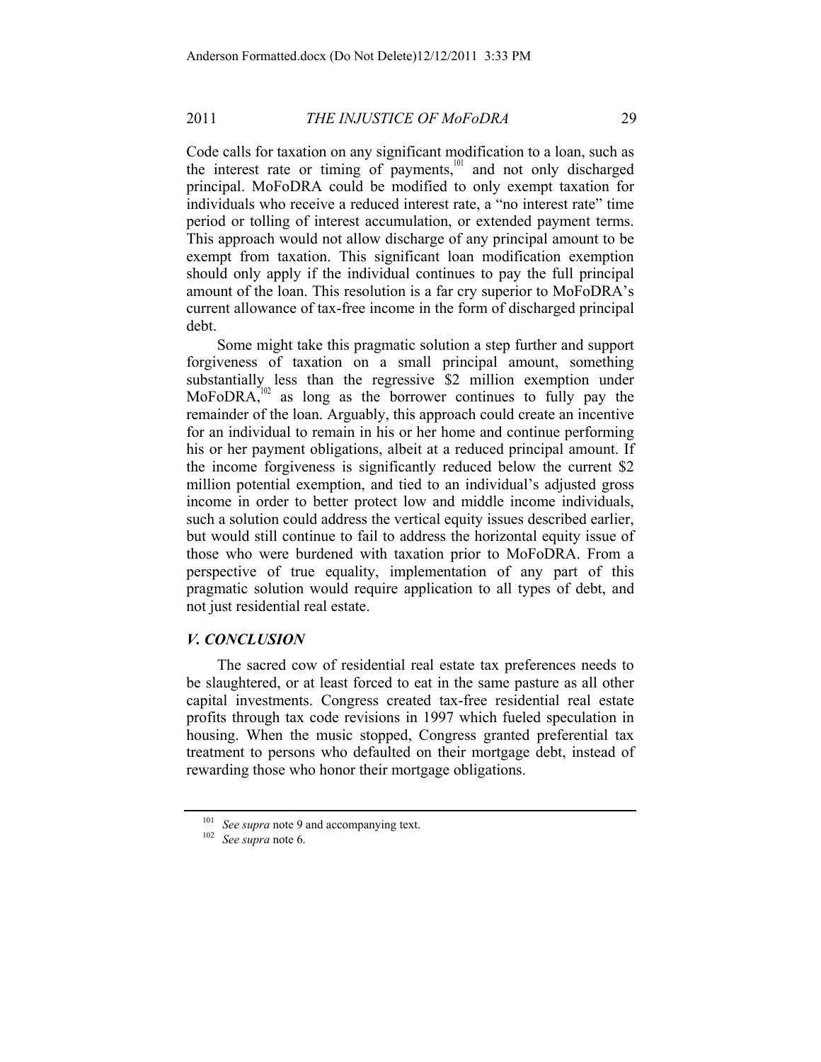Code calls for taxation on any significant modification to a loan, such as the interest rate or timing of payments,[101] and not only discharged principal. MoFoDRA could be modified to only exempt taxation for individuals who receive a reduced interest rate, a "no interest rate" time period or tolling of interest accumulation, or extended payment terms. This approach would not allow discharge of any principal amount to be exempt from taxation. This significant loan modification exemption should only apply if the individual continues to pay the full principal amount of the loan. This resolution is a far cry superior to MoFoDRA's current allowance of tax-free income in the form of discharged principal debt.

Some might take this pragmatic solution a step further and support forgiveness of taxation on a small principal amount, something substantially less than the regressive $2 million exemption under MoFoDRA,[102] as long as the borrower continues to fully pay the remainder of the loan. Arguably, this approach could create an incentive for an individual to remain in his or her home and continue performing his or her payment obligations, albeit at a reduced principal amount. If the income forgiveness is significantly reduced below the current $2 million potential exemption, and tied to an individual's adjusted gross income in order to better protect low and middle income individuals, such a solution could address the vertical equity issues described earlier, but would still continue to fail to address the horizontal equity issue of those who were burdened with taxation prior to MoFoDRA. From a perspective of true equality, implementation of any part of this pragmatic solution would require application to all types of debt, and not just residential real estate.

## *V. CONCLUSION*

The sacred cow of residential real estate tax preferences needs to be slaughtered, or at least forced to eat in the same pasture as all other capital investments. Congress created tax-free residential real estate profits through tax code revisions in 1997 which fueled speculation in housing. When the music stopped, Congress granted preferential tax treatment to persons who defaulted on their mortgage debt, instead of rewarding those who honor their mortgage obligations.

---

[101] *See supra* note 9 and accompanying text.

[102] *See supra* note 6.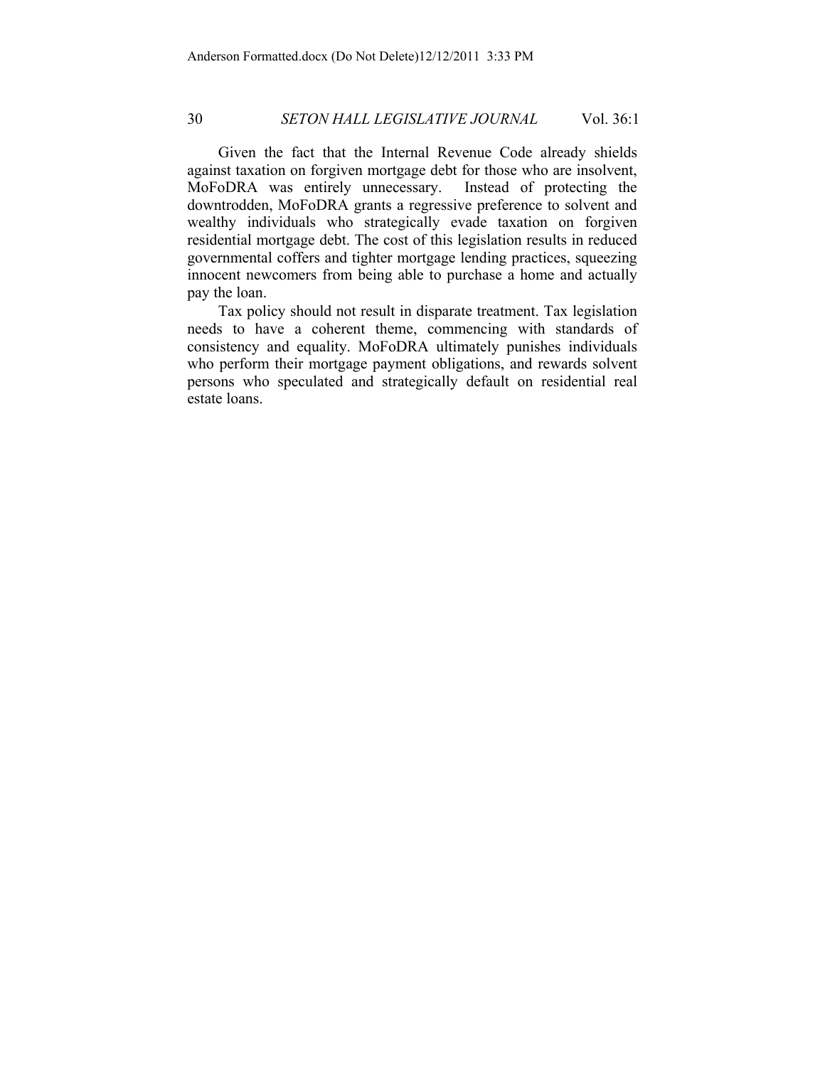Given the fact that the Internal Revenue Code already shields against taxation on forgiven mortgage debt for those who are insolvent, MoFoDRA was entirely unnecessary. Instead of protecting the downtrodden, MoFoDRA grants a regressive preference to solvent and wealthy individuals who strategically evade taxation on forgiven residential mortgage debt. The cost of this legislation results in reduced governmental coffers and tighter mortgage lending practices, squeezing innocent newcomers from being able to purchase a home and actually pay the loan.

Tax policy should not result in disparate treatment. Tax legislation needs to have a coherent theme, commencing with standards of consistency and equality. MoFoDRA ultimately punishes individuals who perform their mortgage payment obligations, and rewards solvent persons who speculated and strategically default on residential real estate loans.